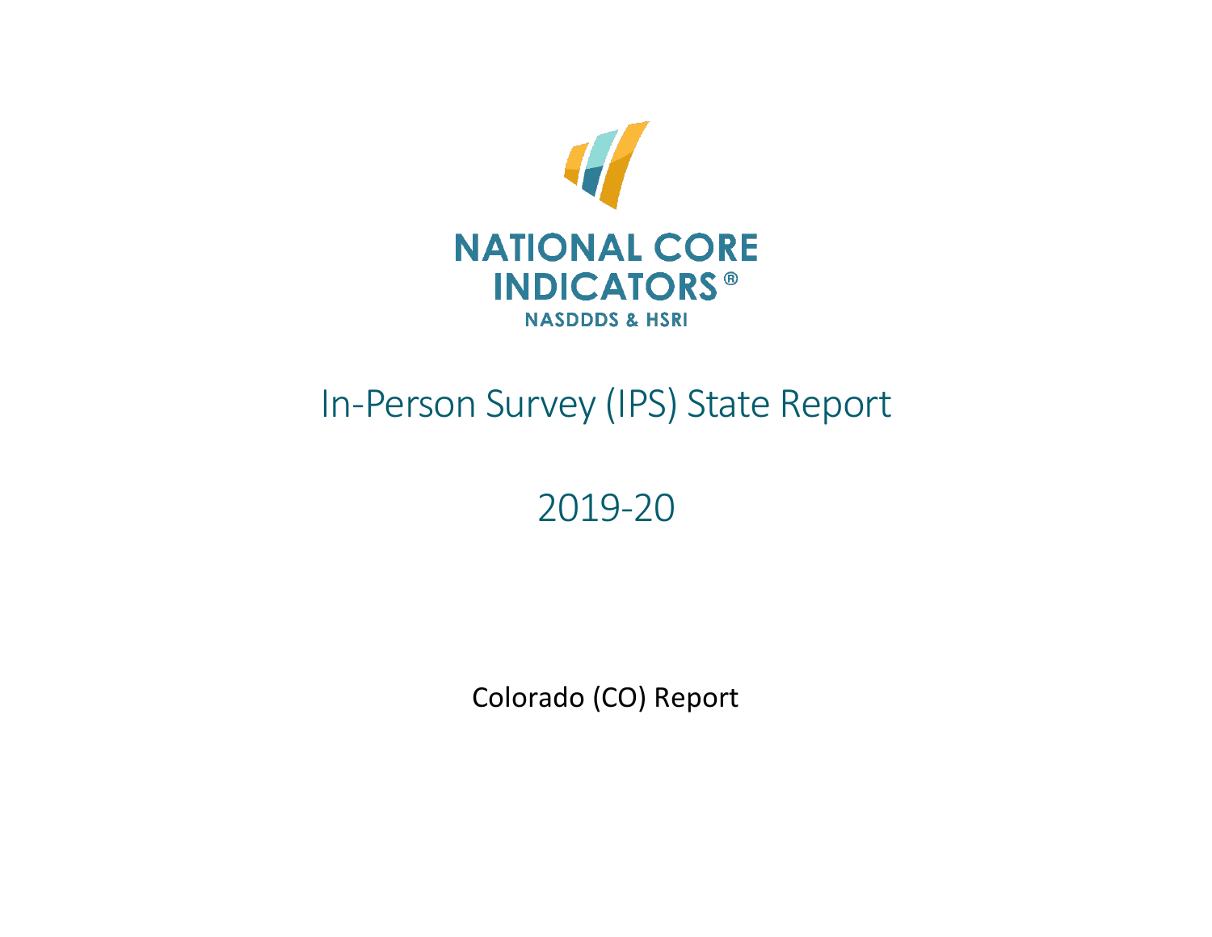NATIONAL CORE INDICATORS®

NASDDDS & HSRI

# In-Person Survey (IPS) State Report

## 2019-20

Colorado (CO) Report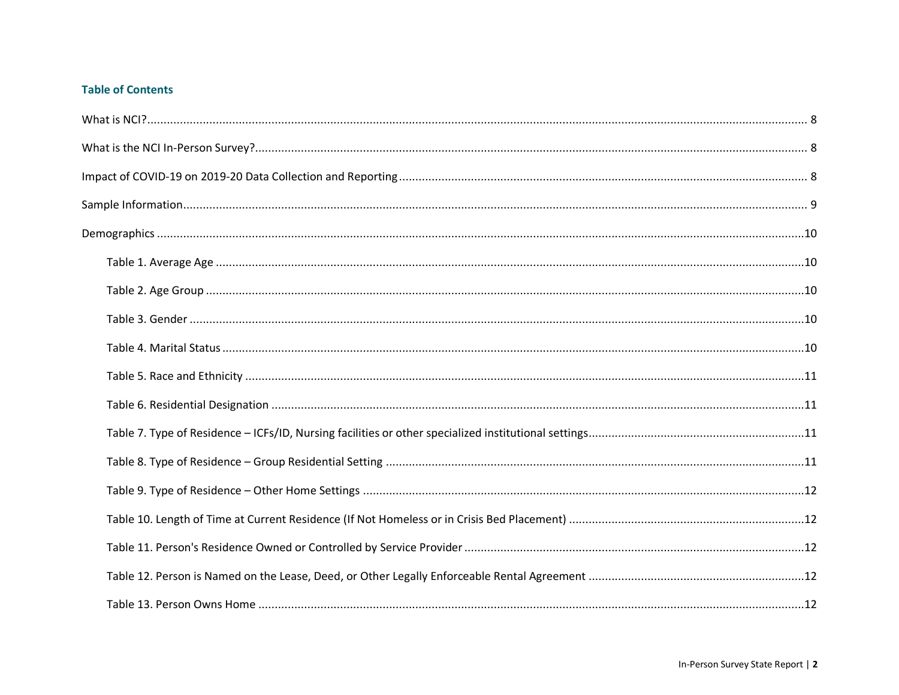## Table of Contents

What is NCI? ..... 8

What is the NCI In-Person Survey? ..... 8

Impact of COVID-19 on 2019-20 Data Collection and Reporting ..... 8

Sample Information ..... 9

Demographics ..... 10

- Table 1. Average Age ..... 10
- Table 2. Age Group ..... 10
- Table 3. Gender ..... 10
- Table 4. Marital Status ..... 10
- Table 5. Race and Ethnicity ..... 11
- Table 6. Residential Designation ..... 11
- Table 7. Type of Residence – ICFs/ID, Nursing facilities or other specialized institutional settings ..... 11
- Table 8. Type of Residence – Group Residential Setting ..... 11
- Table 9. Type of Residence – Other Home Settings ..... 12
- Table 10. Length of Time at Current Residence (If Not Homeless or in Crisis Bed Placement) ..... 12
- Table 11. Person's Residence Owned or Controlled by Service Provider ..... 12
- Table 12. Person is Named on the Lease, Deed, or Other Legally Enforceable Rental Agreement ..... 12
- Table 13. Person Owns Home ..... 12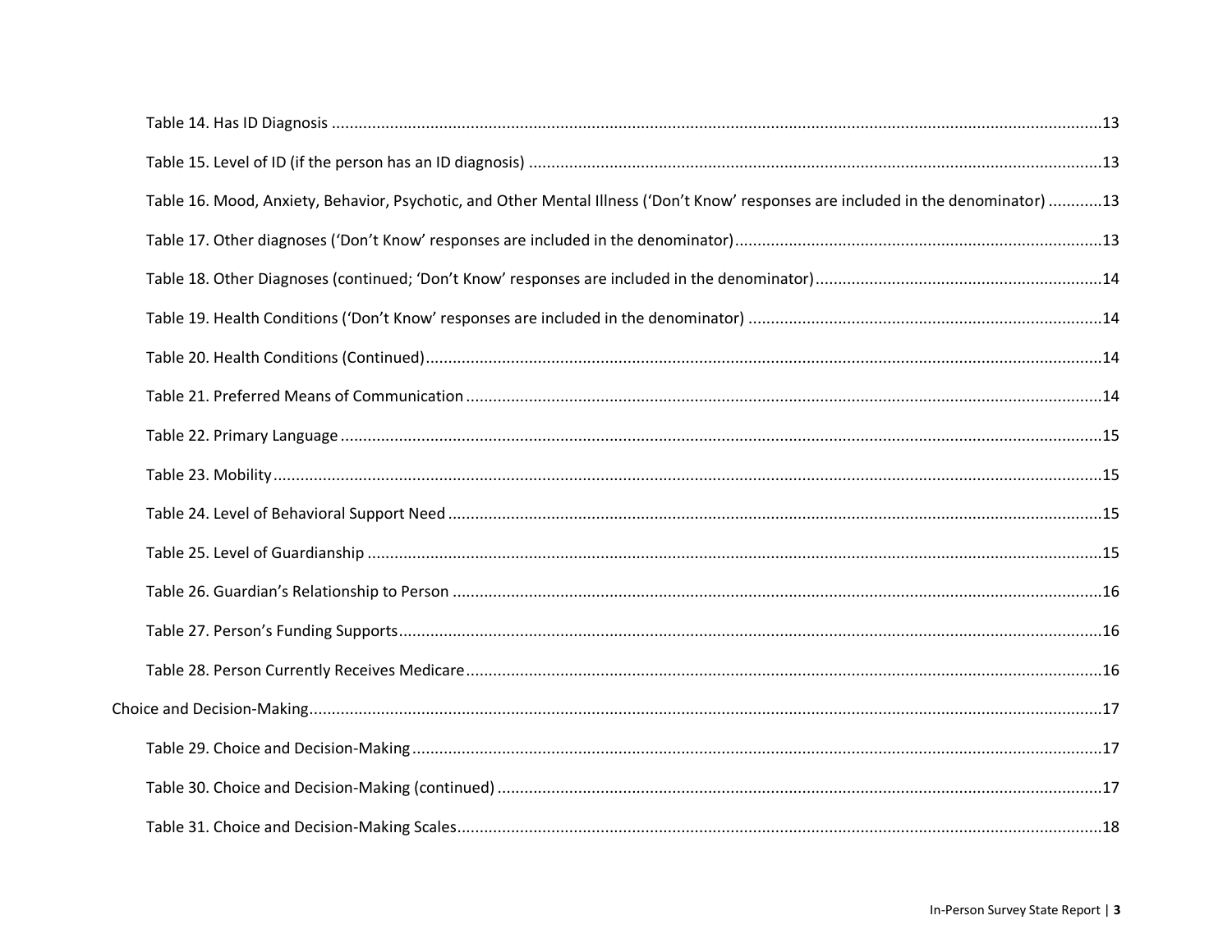Table 14. Has ID Diagnosis ....................................................................................................................................................13

Table 15. Level of ID (if the person has an ID diagnosis) ..........................................................................................................13

Table 16. Mood, Anxiety, Behavior, Psychotic, and Other Mental Illness ('Don't Know' responses are included in the denominator) ............13

Table 17. Other diagnoses ('Don't Know' responses are included in the denominator)...........................................................................13

Table 18. Other Diagnoses (continued; 'Don't Know' responses are included in the denominator)...........................................................14

Table 19. Health Conditions ('Don't Know' responses are included in the denominator) ........................................................................14

Table 20. Health Conditions (Continued)...............................................................................................................................................14

Table 21. Preferred Means of Communication .......................................................................................................................................14

Table 22. Primary Language ....................................................................................................................................................................15

Table 23. Mobility......................................................................................................................................................................................15

Table 24. Level of Behavioral Support Need ..........................................................................................................................................15

Table 25. Level of Guardianship ..............................................................................................................................................................15

Table 26. Guardian's Relationship to Person ..........................................................................................................................................16

Table 27. Person's Funding Supports.......................................................................................................................................................16

Table 28. Person Currently Receives Medicare........................................................................................................................................16

Choice and Decision-Making.........................................................................................................................................................................17

Table 29. Choice and Decision-Making ....................................................................................................................................................17

Table 30. Choice and Decision-Making (continued) ................................................................................................................................17

Table 31. Choice and Decision-Making Scales.........................................................................................................................................18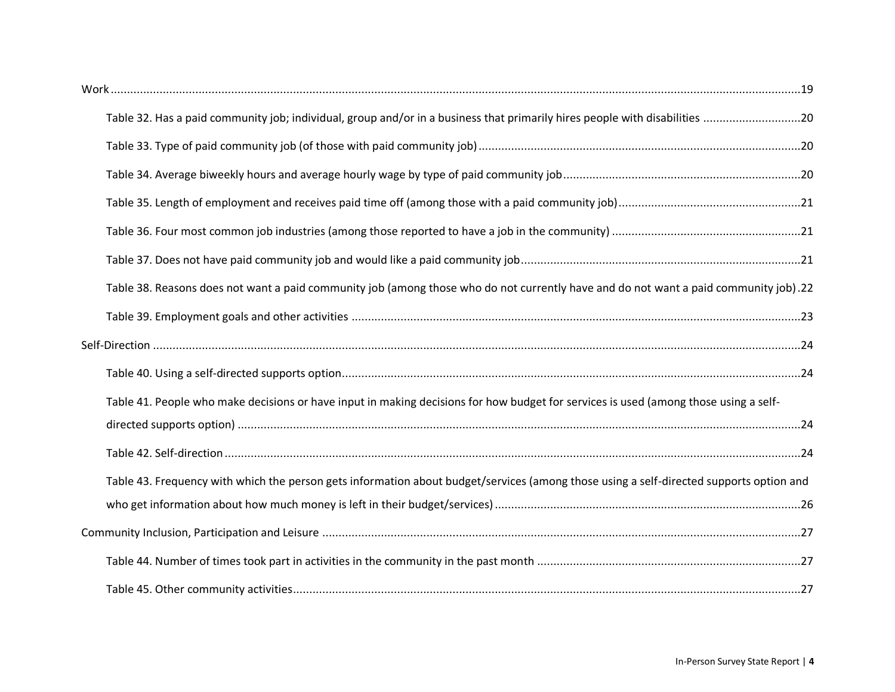Work ....19

- Table 32. Has a paid community job; individual, group and/or in a business that primarily hires people with disabilities ....20
- Table 33. Type of paid community job (of those with paid community job) ....20
- Table 34. Average biweekly hours and average hourly wage by type of paid community job ....20
- Table 35. Length of employment and receives paid time off (among those with a paid community job) ....21
- Table 36. Four most common job industries (among those reported to have a job in the community) ....21
- Table 37. Does not have paid community job and would like a paid community job ....21
- Table 38. Reasons does not want a paid community job (among those who do not currently have and do not want a paid community job) .22
- Table 39. Employment goals and other activities ....23

Self-Direction ....24

- Table 40. Using a self-directed supports option ....24
- Table 41. People who make decisions or have input in making decisions for how budget for services is used (among those using a self-directed supports option) ....24
- Table 42. Self-direction ....24
- Table 43. Frequency with which the person gets information about budget/services (among those using a self-directed supports option and who get information about how much money is left in their budget/services) ....26

Community Inclusion, Participation and Leisure ....27

- Table 44. Number of times took part in activities in the community in the past month ....27
- Table 45. Other community activities ....27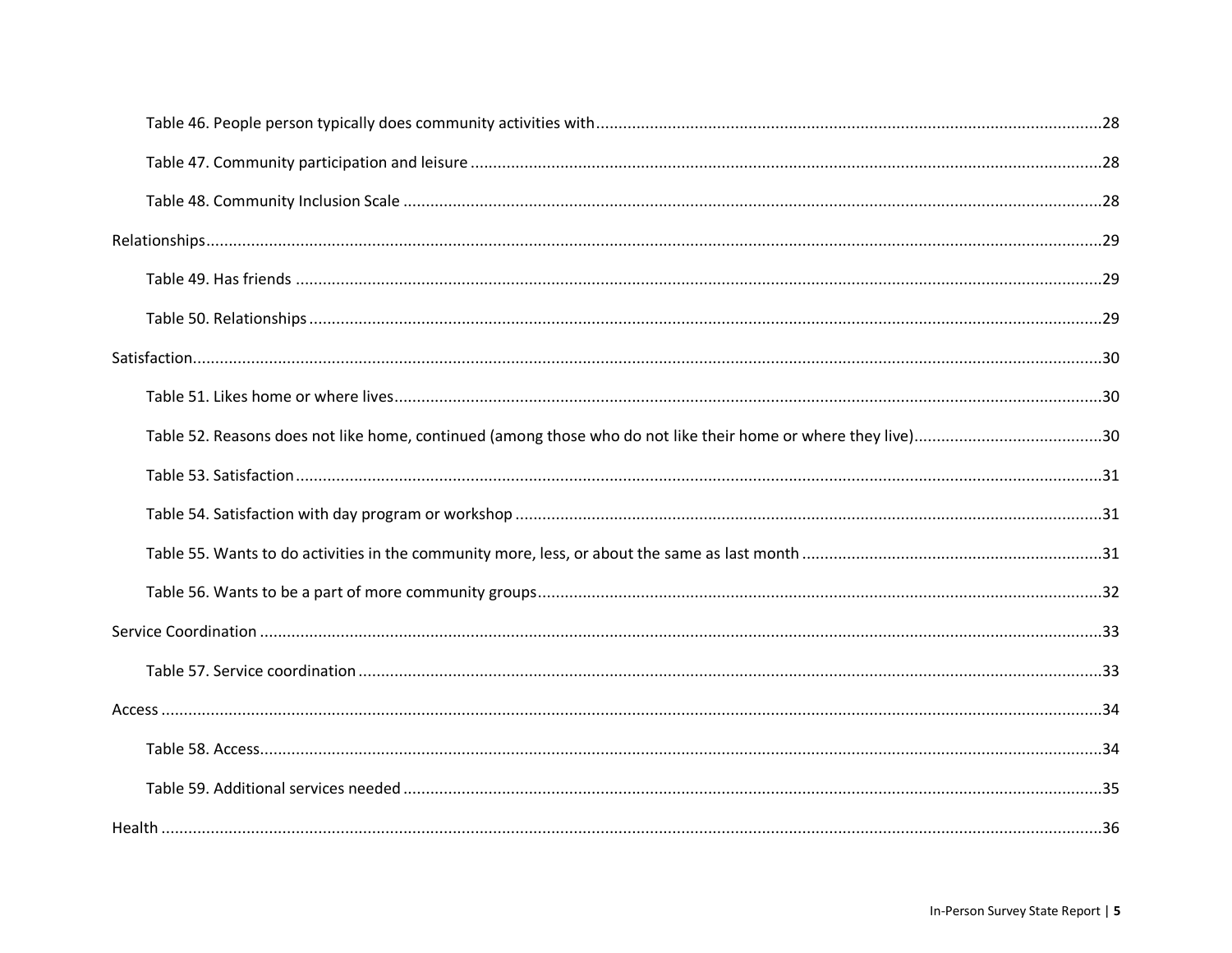Table 46. People person typically does community activities with ........ 28

Table 47. Community participation and leisure ........ 28

Table 48. Community Inclusion Scale ........ 28

Relationships ........ 29

Table 49. Has friends ........ 29

Table 50. Relationships ........ 29

Satisfaction ........ 30

Table 51. Likes home or where lives ........ 30

Table 52. Reasons does not like home, continued (among those who do not like their home or where they live) ........ 30

Table 53. Satisfaction ........ 31

Table 54. Satisfaction with day program or workshop ........ 31

Table 55. Wants to do activities in the community more, less, or about the same as last month ........ 31

Table 56. Wants to be a part of more community groups ........ 32

Service Coordination ........ 33

Table 57. Service coordination ........ 33

Access ........ 34

Table 58. Access ........ 34

Table 59. Additional services needed ........ 35

Health ........ 36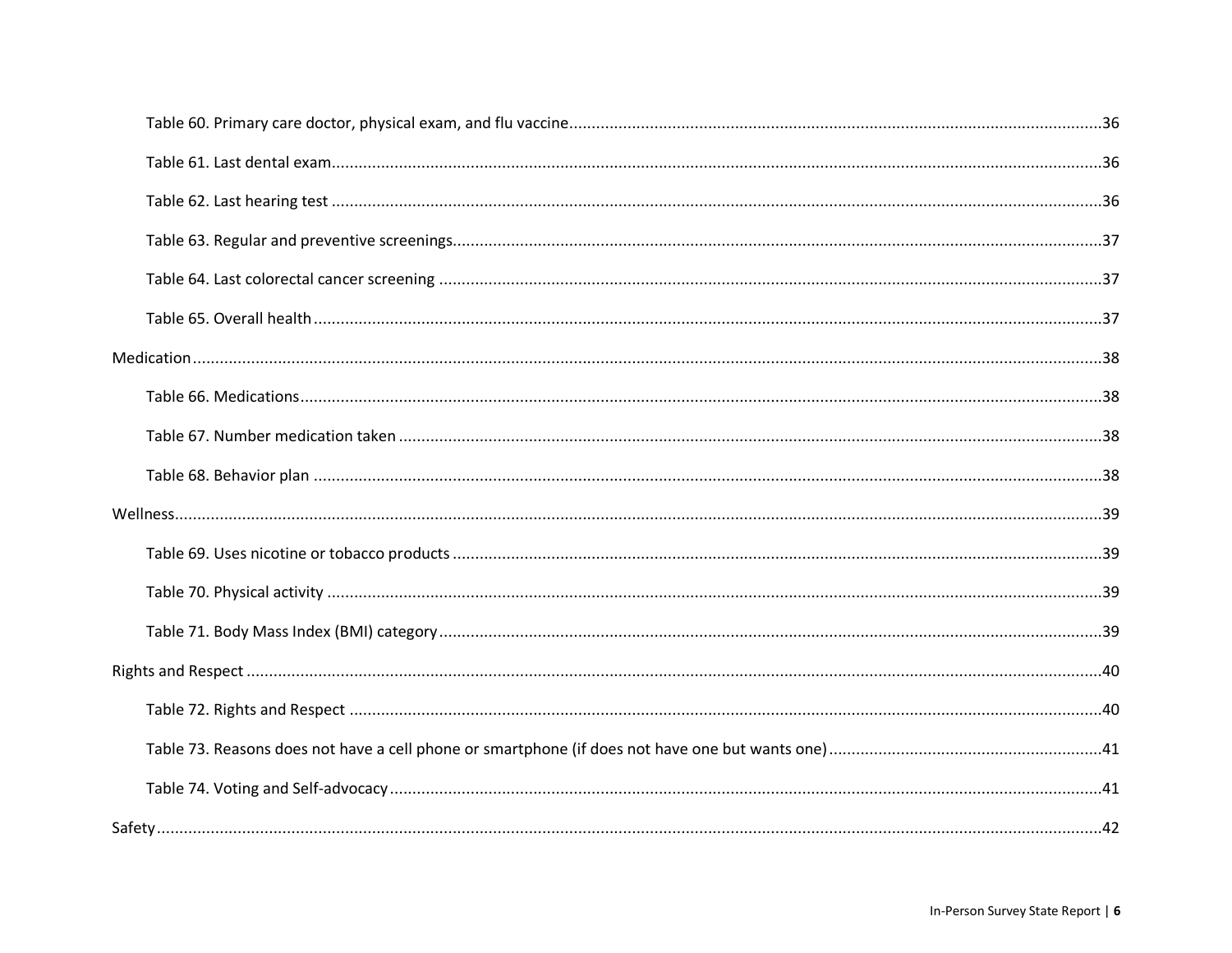Table 60. Primary care doctor, physical exam, and flu vaccine....36

Table 61. Last dental exam....36

Table 62. Last hearing test....36

Table 63. Regular and preventive screenings....37

Table 64. Last colorectal cancer screening....37

Table 65. Overall health....37

Medication....38

Table 66. Medications....38

Table 67. Number medication taken....38

Table 68. Behavior plan....38

Wellness....39

Table 69. Uses nicotine or tobacco products....39

Table 70. Physical activity....39

Table 71. Body Mass Index (BMI) category....39

Rights and Respect....40

Table 72. Rights and Respect....40

Table 73. Reasons does not have a cell phone or smartphone (if does not have one but wants one)....41

Table 74. Voting and Self-advocacy....41

Safety....42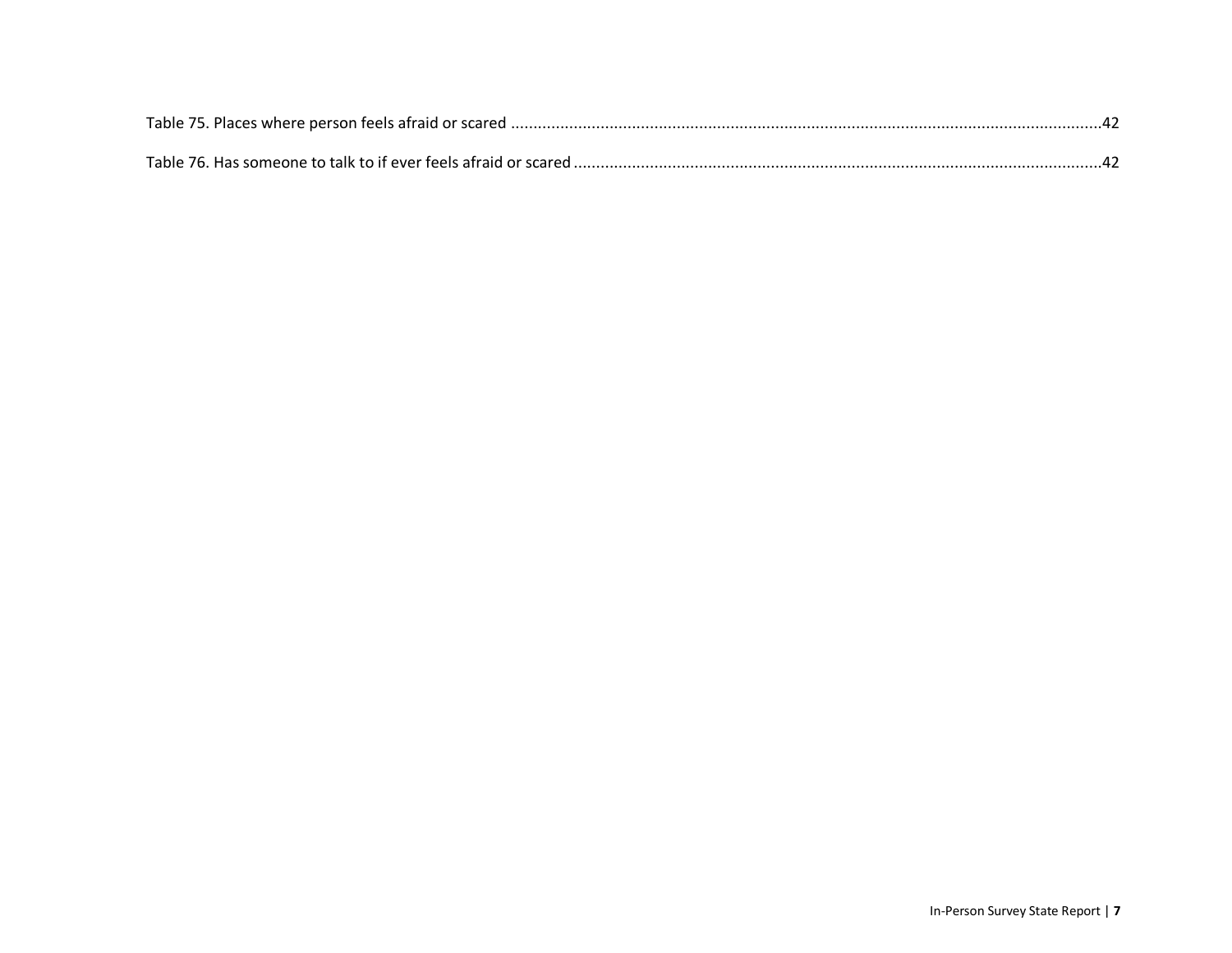Table 75. Places where person feels afraid or scared ....................................................................................................................................42

Table 76. Has someone to talk to if ever feels afraid or scared .....................................................................................................................42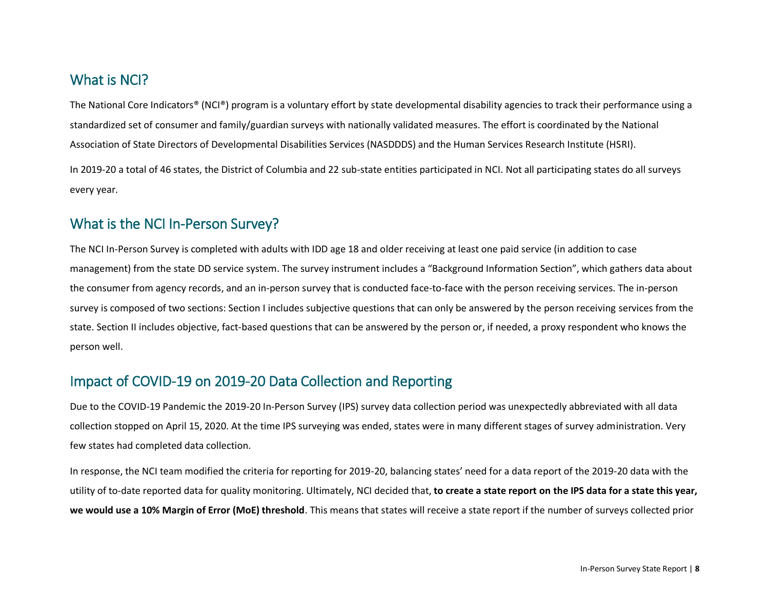## What is NCI?

The National Core Indicators® (NCI®) program is a voluntary effort by state developmental disability agencies to track their performance using a standardized set of consumer and family/guardian surveys with nationally validated measures. The effort is coordinated by the National Association of State Directors of Developmental Disabilities Services (NASDDDS) and the Human Services Research Institute (HSRI).

In 2019-20 a total of 46 states, the District of Columbia and 22 sub-state entities participated in NCI. Not all participating states do all surveys every year.

## What is the NCI In-Person Survey?

The NCI In-Person Survey is completed with adults with IDD age 18 and older receiving at least one paid service (in addition to case management) from the state DD service system. The survey instrument includes a "Background Information Section", which gathers data about the consumer from agency records, and an in-person survey that is conducted face-to-face with the person receiving services. The in-person survey is composed of two sections: Section I includes subjective questions that can only be answered by the person receiving services from the state. Section II includes objective, fact-based questions that can be answered by the person or, if needed, a proxy respondent who knows the person well.

## Impact of COVID-19 on 2019-20 Data Collection and Reporting

Due to the COVID-19 Pandemic the 2019-20 In-Person Survey (IPS) survey data collection period was unexpectedly abbreviated with all data collection stopped on April 15, 2020. At the time IPS surveying was ended, states were in many different stages of survey administration. Very few states had completed data collection.

In response, the NCI team modified the criteria for reporting for 2019-20, balancing states' need for a data report of the 2019-20 data with the utility of to-date reported data for quality monitoring. Ultimately, NCI decided that, **to create a state report on the IPS data for a state this year, we would use a 10% Margin of Error (MoE) threshold**. This means that states will receive a state report if the number of surveys collected prior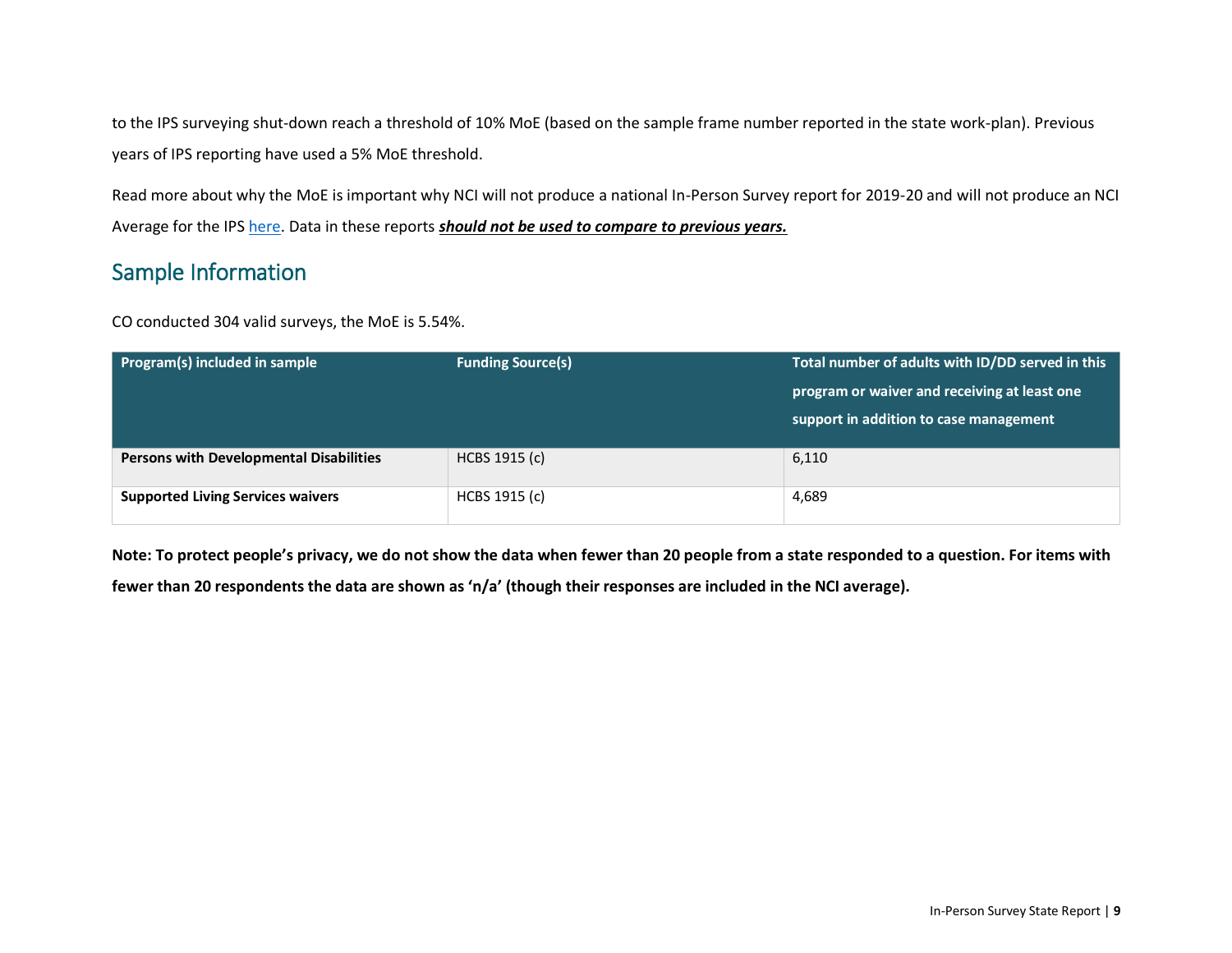to the IPS surveying shut-down reach a threshold of 10% MoE (based on the sample frame number reported in the state work-plan). Previous years of IPS reporting have used a 5% MoE threshold.

Read more about why the MoE is important why NCI will not produce a national In-Person Survey report for 2019-20 and will not produce an NCI Average for the IPS here. Data in these reports ***should not be used to compare to previous years.***

## Sample Information

CO conducted 304 valid surveys, the MoE is 5.54%.

| Program(s) included in sample | Funding Source(s) | Total number of adults with ID/DD served in this program or waiver and receiving at least one support in addition to case management |
|---|---|---|
| **Persons with Developmental Disabilities** | HCBS 1915 (c) | 6,110 |
| **Supported Living Services waivers** | HCBS 1915 (c) | 4,689 |

**Note: To protect people's privacy, we do not show the data when fewer than 20 people from a state responded to a question. For items with fewer than 20 respondents the data are shown as 'n/a' (though their responses are included in the NCI average).**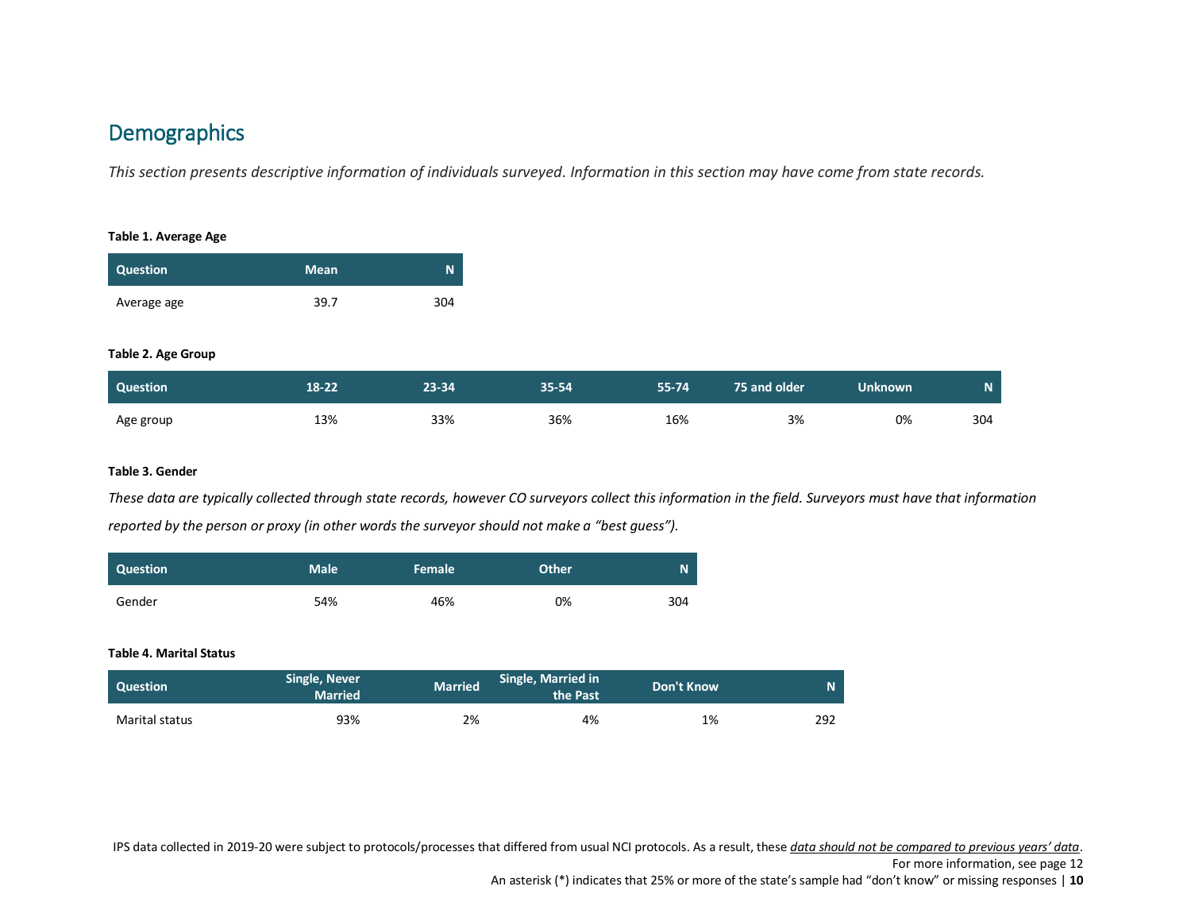## Demographics

*This section presents descriptive information of individuals surveyed. Information in this section may have come from state records.*

**Table 1. Average Age**

| Question | Mean | N |
|---|---|---|
| Average age | 39.7 | 304 |

**Table 2. Age Group**

| Question | 18-22 | 23-34 | 35-54 | 55-74 | 75 and older | Unknown | N |
|---|---|---|---|---|---|---|---|
| Age group | 13% | 33% | 36% | 16% | 3% | 0% | 304 |

**Table 3. Gender**

*These data are typically collected through state records, however CO surveyors collect this information in the field. Surveyors must have that information reported by the person or proxy (in other words the surveyor should not make a "best guess").*

| Question | Male | Female | Other | N |
|---|---|---|---|---|
| Gender | 54% | 46% | 0% | 304 |

**Table 4. Marital Status**

| Question | Single, Never Married | Married | Single, Married in the Past | Don't Know | N |
|---|---|---|---|---|---|
| Marital status | 93% | 2% | 4% | 1% | 292 |

IPS data collected in 2019-20 were subject to protocols/processes that differed from usual NCI protocols. As a result, these *data should not be compared to previous years' data*. For more information, see page 12

An asterisk (*) indicates that 25% or more of the state's sample had "don't know" or missing responses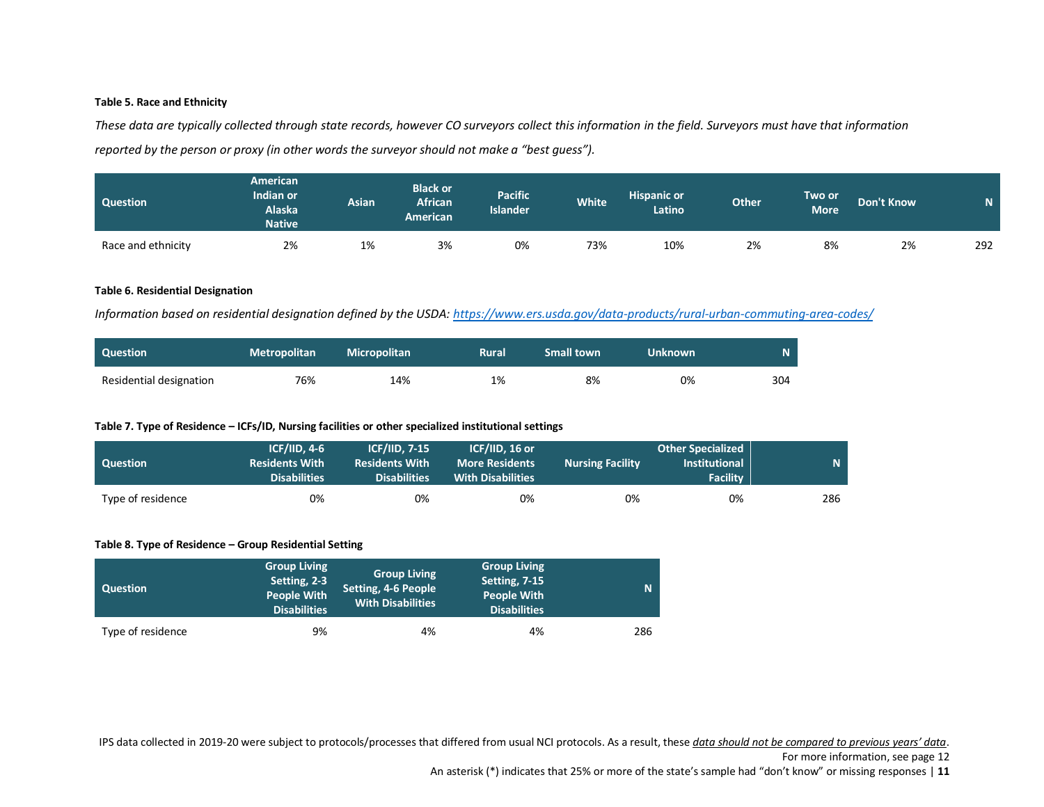**Table 5. Race and Ethnicity**

*These data are typically collected through state records, however CO surveyors collect this information in the field. Surveyors must have that information reported by the person or proxy (in other words the surveyor should not make a "best guess").*

| Question | American Indian or Alaska Native | Asian | Black or African American | Pacific Islander | White | Hispanic or Latino | Other | Two or More | Don't Know | N |
|---|---|---|---|---|---|---|---|---|---|---|
| Race and ethnicity | 2% | 1% | 3% | 0% | 73% | 10% | 2% | 8% | 2% | 292 |

**Table 6. Residential Designation**

*Information based on residential designation defined by the USDA: https://www.ers.usda.gov/data-products/rural-urban-commuting-area-codes/*

| Question | Metropolitan | Micropolitan | Rural | Small town | Unknown | N |
|---|---|---|---|---|---|---|
| Residential designation | 76% | 14% | 1% | 8% | 0% | 304 |

**Table 7. Type of Residence – ICFs/ID, Nursing facilities or other specialized institutional settings**

| Question | ICF/IID, 4-6 Residents With Disabilities | ICF/IID, 7-15 Residents With Disabilities | ICF/IID, 16 or More Residents With Disabilities | Nursing Facility | Other Specialized Institutional Facility | N |
|---|---|---|---|---|---|---|
| Type of residence | 0% | 0% | 0% | 0% | 0% | 286 |

**Table 8. Type of Residence – Group Residential Setting**

| Question | Group Living Setting, 2-3 People With Disabilities | Group Living Setting, 4-6 People With Disabilities | Group Living Setting, 7-15 People With Disabilities | N |
|---|---|---|---|---|
| Type of residence | 9% | 4% | 4% | 286 |

IPS data collected in 2019-20 were subject to protocols/processes that differed from usual NCI protocols. As a result, these *data should not be compared to previous years' data*. For more information, see page 12

An asterisk (*) indicates that 25% or more of the state's sample had "don't know" or missing responses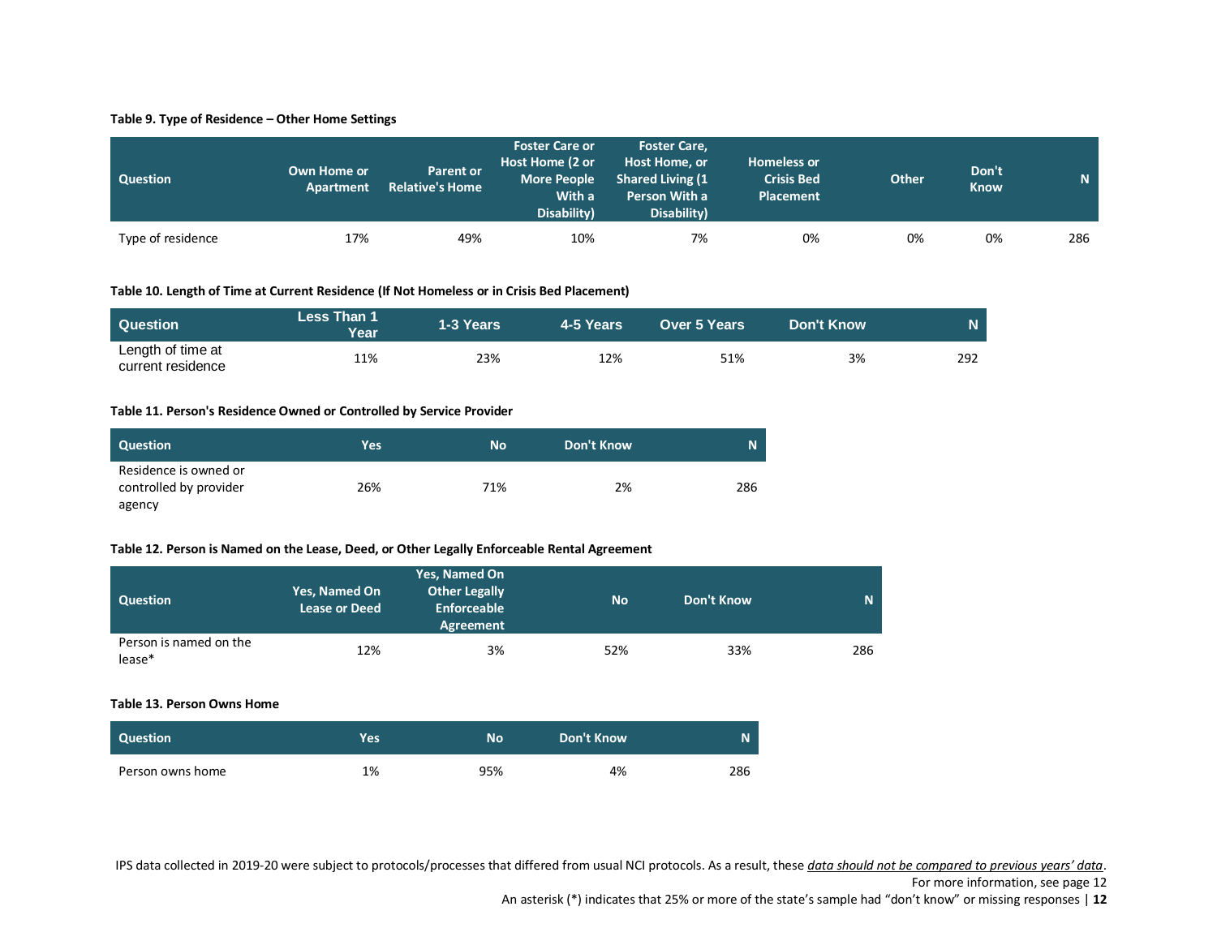**Table 9. Type of Residence – Other Home Settings**

| Question | Own Home or Apartment | Parent or Relative's Home | Foster Care or Host Home (2 or More People With a Disability) | Foster Care, Host Home, or Shared Living (1 Person With a Disability) | Homeless or Crisis Bed Placement | Other | Don't Know | N |
|---|---|---|---|---|---|---|---|---|
| Type of residence | 17% | 49% | 10% | 7% | 0% | 0% | 0% | 286 |

**Table 10. Length of Time at Current Residence (If Not Homeless or in Crisis Bed Placement)**

| Question | Less Than 1 Year | 1-3 Years | 4-5 Years | Over 5 Years | Don't Know | N |
|---|---|---|---|---|---|---|
| Length of time at current residence | 11% | 23% | 12% | 51% | 3% | 292 |

**Table 11. Person's Residence Owned or Controlled by Service Provider**

| Question | Yes | No | Don't Know | N |
|---|---|---|---|---|
| Residence is owned or controlled by provider agency | 26% | 71% | 2% | 286 |

**Table 12. Person is Named on the Lease, Deed, or Other Legally Enforceable Rental Agreement**

| Question | Yes, Named On Lease or Deed | Yes, Named On Other Legally Enforceable Agreement | No | Don't Know | N |
|---|---|---|---|---|---|
| Person is named on the lease* | 12% | 3% | 52% | 33% | 286 |

**Table 13. Person Owns Home**

| Question | Yes | No | Don't Know | N |
|---|---|---|---|---|
| Person owns home | 1% | 95% | 4% | 286 |

IPS data collected in 2019-20 were subject to protocols/processes that differed from usual NCI protocols. As a result, these _data should not be compared to previous years' data_. For more information, see page 12

An asterisk (*) indicates that 25% or more of the state's sample had "don't know" or missing responses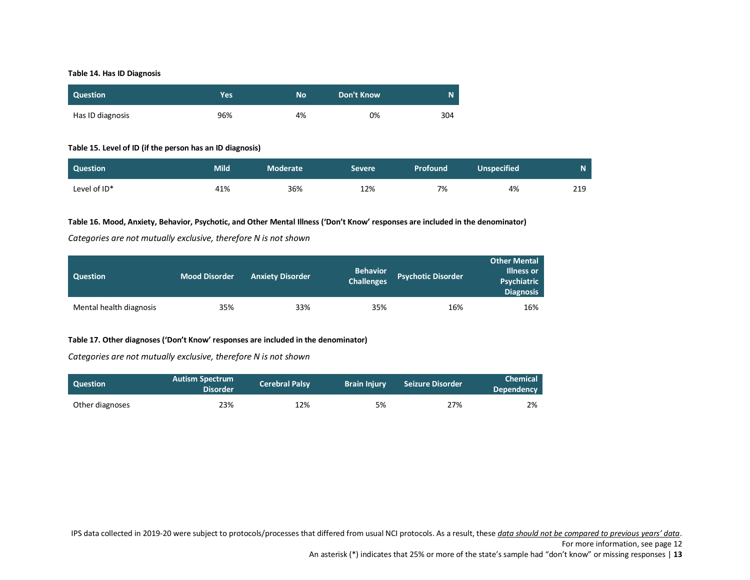**Table 14. Has ID Diagnosis**

| Question | Yes | No | Don't Know | N |
|---|---|---|---|---|
| Has ID diagnosis | 96% | 4% | 0% | 304 |

**Table 15. Level of ID (if the person has an ID diagnosis)**

| Question | Mild | Moderate | Severe | Profound | Unspecified | N |
|---|---|---|---|---|---|---|
| Level of ID* | 41% | 36% | 12% | 7% | 4% | 219 |

**Table 16. Mood, Anxiety, Behavior, Psychotic, and Other Mental Illness ('Don't Know' responses are included in the denominator)**

*Categories are not mutually exclusive, therefore N is not shown*

| Question | Mood Disorder | Anxiety Disorder | Behavior Challenges | Psychotic Disorder | Other Mental Illness or Psychiatric Diagnosis |
|---|---|---|---|---|---|
| Mental health diagnosis | 35% | 33% | 35% | 16% | 16% |

**Table 17. Other diagnoses ('Don't Know' responses are included in the denominator)**

*Categories are not mutually exclusive, therefore N is not shown*

| Question | Autism Spectrum Disorder | Cerebral Palsy | Brain Injury | Seizure Disorder | Chemical Dependency |
|---|---|---|---|---|---|
| Other diagnoses | 23% | 12% | 5% | 27% | 2% |

IPS data collected in 2019-20 were subject to protocols/processes that differed from usual NCI protocols. As a result, these *data should not be compared to previous years' data*. For more information, see page 12

An asterisk (*) indicates that 25% or more of the state's sample had "don't know" or missing responses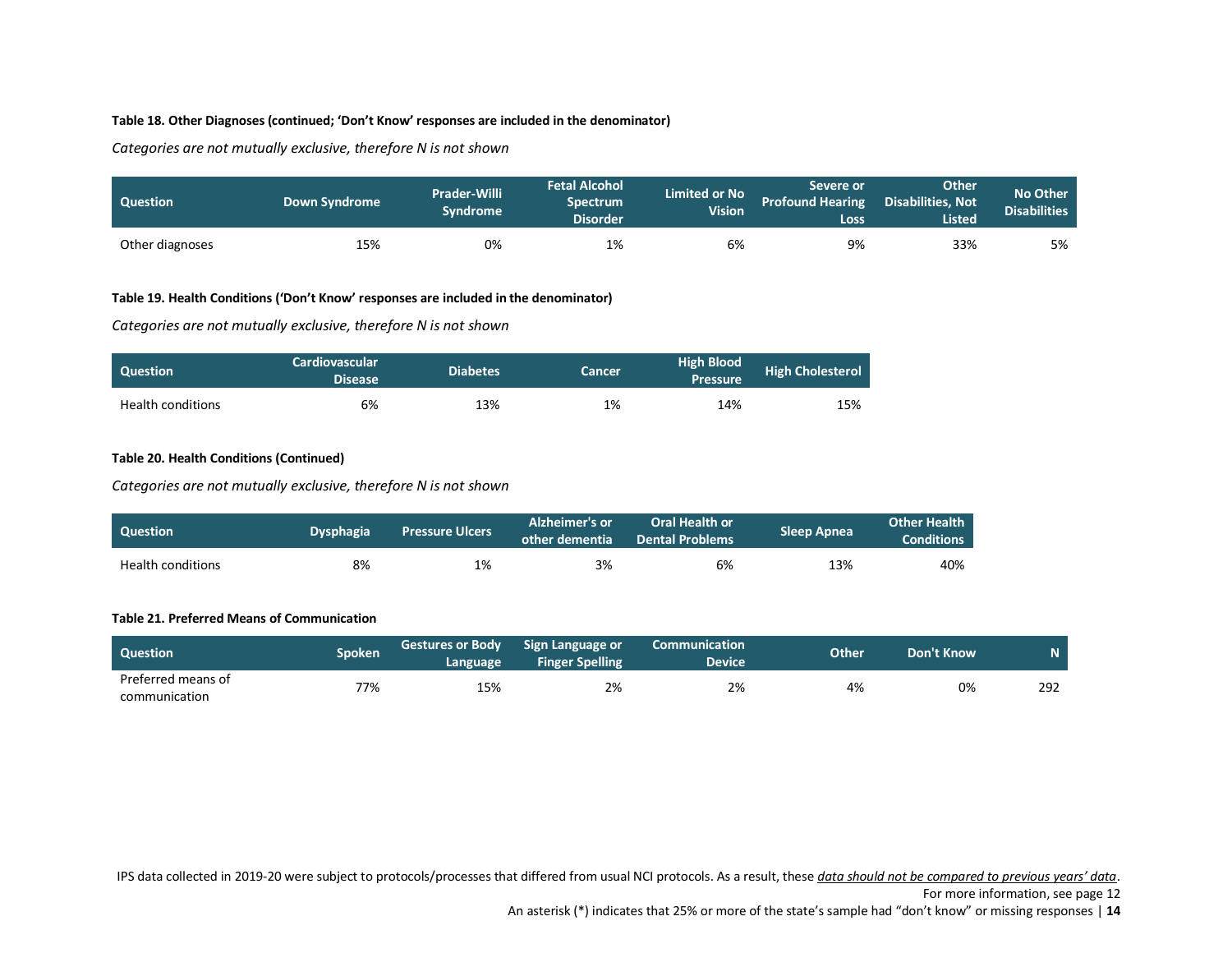**Table 18. Other Diagnoses (continued; 'Don't Know' responses are included in the denominator)**

*Categories are not mutually exclusive, therefore N is not shown*

| Question | Down Syndrome | Prader-Willi Syndrome | Fetal Alcohol Spectrum Disorder | Limited or No Vision | Severe or Profound Hearing Loss | Other Disabilities, Not Listed | No Other Disabilities |
|---|---|---|---|---|---|---|---|
| Other diagnoses | 15% | 0% | 1% | 6% | 9% | 33% | 5% |

**Table 19. Health Conditions ('Don't Know' responses are included in the denominator)**

*Categories are not mutually exclusive, therefore N is not shown*

| Question | Cardiovascular Disease | Diabetes | Cancer | High Blood Pressure | High Cholesterol |
|---|---|---|---|---|---|
| Health conditions | 6% | 13% | 1% | 14% | 15% |

**Table 20. Health Conditions (Continued)**

*Categories are not mutually exclusive, therefore N is not shown*

| Question | Dysphagia | Pressure Ulcers | Alzheimer's or other dementia | Oral Health or Dental Problems | Sleep Apnea | Other Health Conditions |
|---|---|---|---|---|---|---|
| Health conditions | 8% | 1% | 3% | 6% | 13% | 40% |

**Table 21. Preferred Means of Communication**

| Question | Spoken | Gestures or Body Language | Sign Language or Finger Spelling | Communication Device | Other | Don't Know | N |
|---|---|---|---|---|---|---|---|
| Preferred means of communication | 77% | 15% | 2% | 2% | 4% | 0% | 292 |

IPS data collected in 2019-20 were subject to protocols/processes that differed from usual NCI protocols. As a result, these ***data should not be compared to previous years' data***. For more information, see page 12

An asterisk (*) indicates that 25% or more of the state's sample had "don't know" or missing responses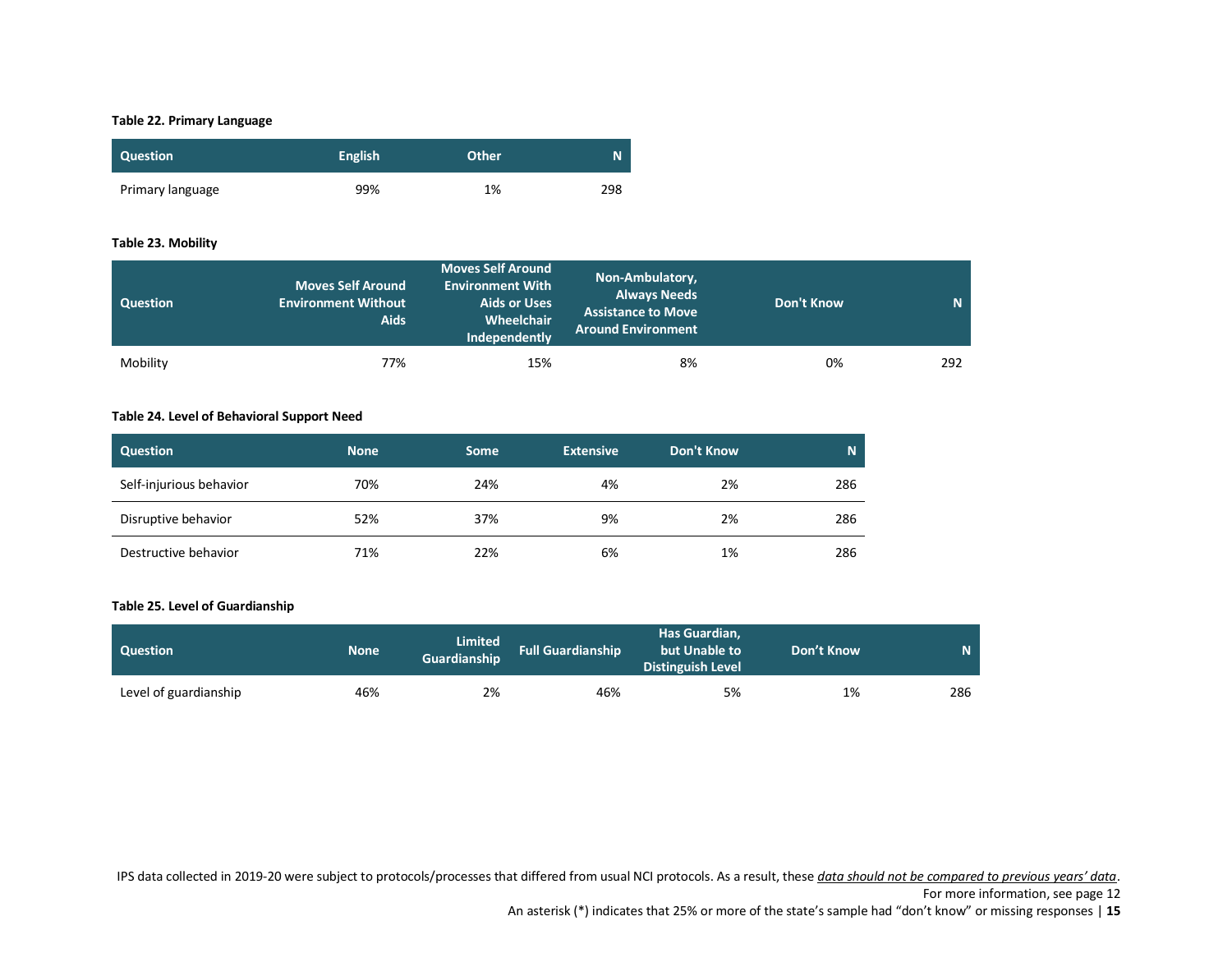**Table 22. Primary Language**

| Question | English | Other | N |
|---|---|---|---|
| Primary language | 99% | 1% | 298 |

**Table 23. Mobility**

| Question | Moves Self Around Environment Without Aids | Moves Self Around Environment With Aids or Uses Wheelchair Independently | Non-Ambulatory, Always Needs Assistance to Move Around Environment | Don't Know | N |
|---|---|---|---|---|---|
| Mobility | 77% | 15% | 8% | 0% | 292 |

**Table 24. Level of Behavioral Support Need**

| Question | None | Some | Extensive | Don't Know | N |
|---|---|---|---|---|---|
| Self-injurious behavior | 70% | 24% | 4% | 2% | 286 |
| Disruptive behavior | 52% | 37% | 9% | 2% | 286 |
| Destructive behavior | 71% | 22% | 6% | 1% | 286 |

**Table 25. Level of Guardianship**

| Question | None | Limited Guardianship | Full Guardianship | Has Guardian, but Unable to Distinguish Level | Don't Know | N |
|---|---|---|---|---|---|---|
| Level of guardianship | 46% | 2% | 46% | 5% | 1% | 286 |

IPS data collected in 2019-20 were subject to protocols/processes that differed from usual NCI protocols. As a result, these *data should not be compared to previous years' data*. For more information, see page 12

An asterisk (*) indicates that 25% or more of the state's sample had "don't know" or missing responses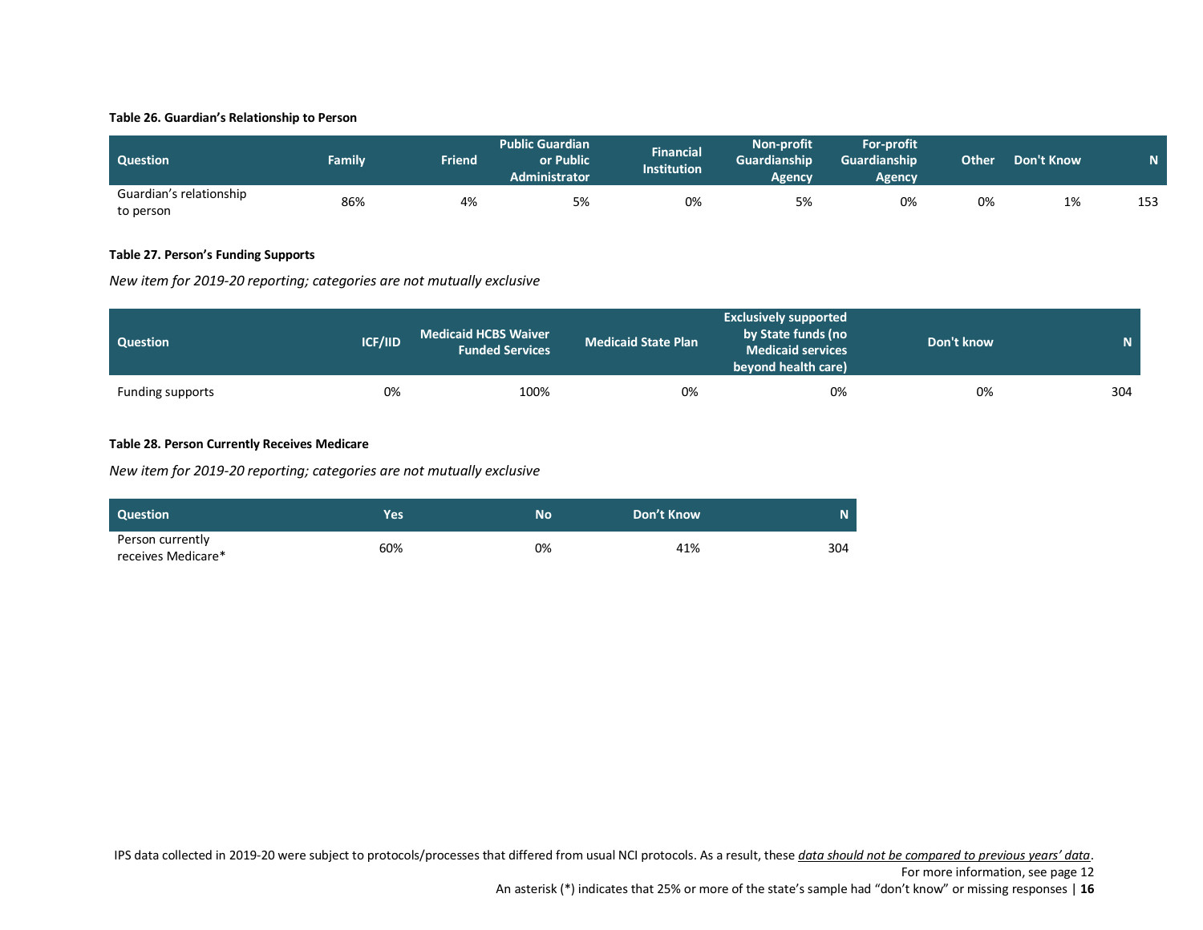**Table 26. Guardian's Relationship to Person**

| Question | Family | Friend | Public Guardian or Public Administrator | Financial Institution | Non-profit Guardianship Agency | For-profit Guardianship Agency | Other | Don't Know | N |
|---|---|---|---|---|---|---|---|---|---|
| Guardian's relationship to person | 86% | 4% | 5% | 0% | 5% | 0% | 0% | 1% | 153 |

**Table 27. Person's Funding Supports**

*New item for 2019-20 reporting; categories are not mutually exclusive*

| Question | ICF/IID | Medicaid HCBS Waiver Funded Services | Medicaid State Plan | Exclusively supported by State funds (no Medicaid services beyond health care) | Don't know | N |
|---|---|---|---|---|---|---|
| Funding supports | 0% | 100% | 0% | 0% | 0% | 304 |

**Table 28. Person Currently Receives Medicare**

*New item for 2019-20 reporting; categories are not mutually exclusive*

| Question | Yes | No | Don't Know | N |
|---|---|---|---|---|
| Person currently receives Medicare* | 60% | 0% | 41% | 304 |

IPS data collected in 2019-20 were subject to protocols/processes that differed from usual NCI protocols. As a result, these *data should not be compared to previous years' data*. For more information, see page 12

An asterisk (*) indicates that 25% or more of the state's sample had "don't know" or missing responses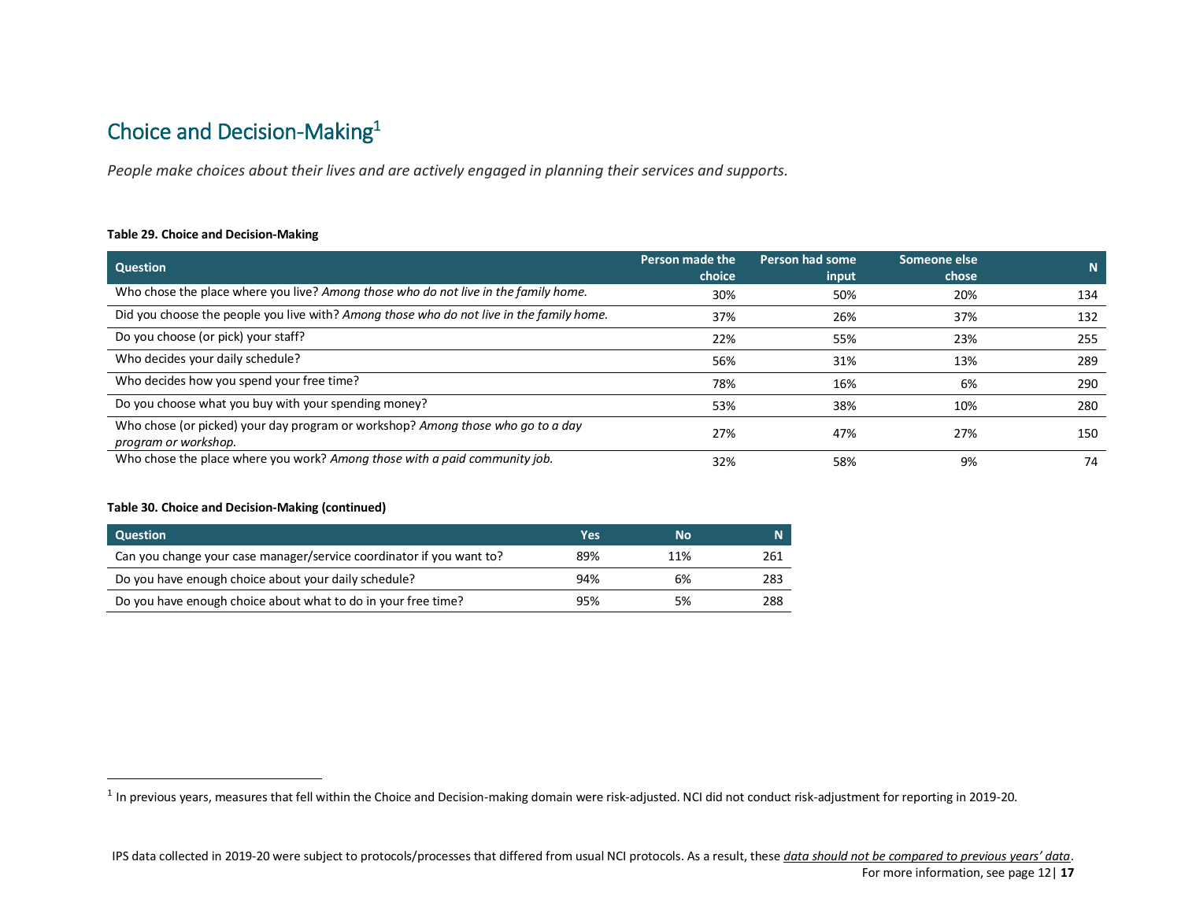## Choice and Decision-Making[1]

*People make choices about their lives and are actively engaged in planning their services and supports.*

**Table 29. Choice and Decision-Making**

| Question | Person made the choice | Person had some input | Someone else chose | N |
|---|---|---|---|---|
| Who chose the place where you live? *Among those who do not live in the family home.* | 30% | 50% | 20% | 134 |
| Did you choose the people you live with? *Among those who do not live in the family home.* | 37% | 26% | 37% | 132 |
| Do you choose (or pick) your staff? | 22% | 55% | 23% | 255 |
| Who decides your daily schedule? | 56% | 31% | 13% | 289 |
| Who decides how you spend your free time? | 78% | 16% | 6% | 290 |
| Do you choose what you buy with your spending money? | 53% | 38% | 10% | 280 |
| Who chose (or picked) your day program or workshop? *Among those who go to a day program or workshop.* | 27% | 47% | 27% | 150 |
| Who chose the place where you work? *Among those with a paid community job.* | 32% | 58% | 9% | 74 |

**Table 30. Choice and Decision-Making (continued)**

| Question | Yes | No | N |
|---|---|---|---|
| Can you change your case manager/service coordinator if you want to? | 89% | 11% | 261 |
| Do you have enough choice about your daily schedule? | 94% | 6% | 283 |
| Do you have enough choice about what to do in your free time? | 95% | 5% | 288 |

[1] In previous years, measures that fell within the Choice and Decision-making domain were risk-adjusted. NCI did not conduct risk-adjustment for reporting in 2019-20.

IPS data collected in 2019-20 were subject to protocols/processes that differed from usual NCI protocols. As a result, these *data should not be compared to previous years' data*. For more information, see page 12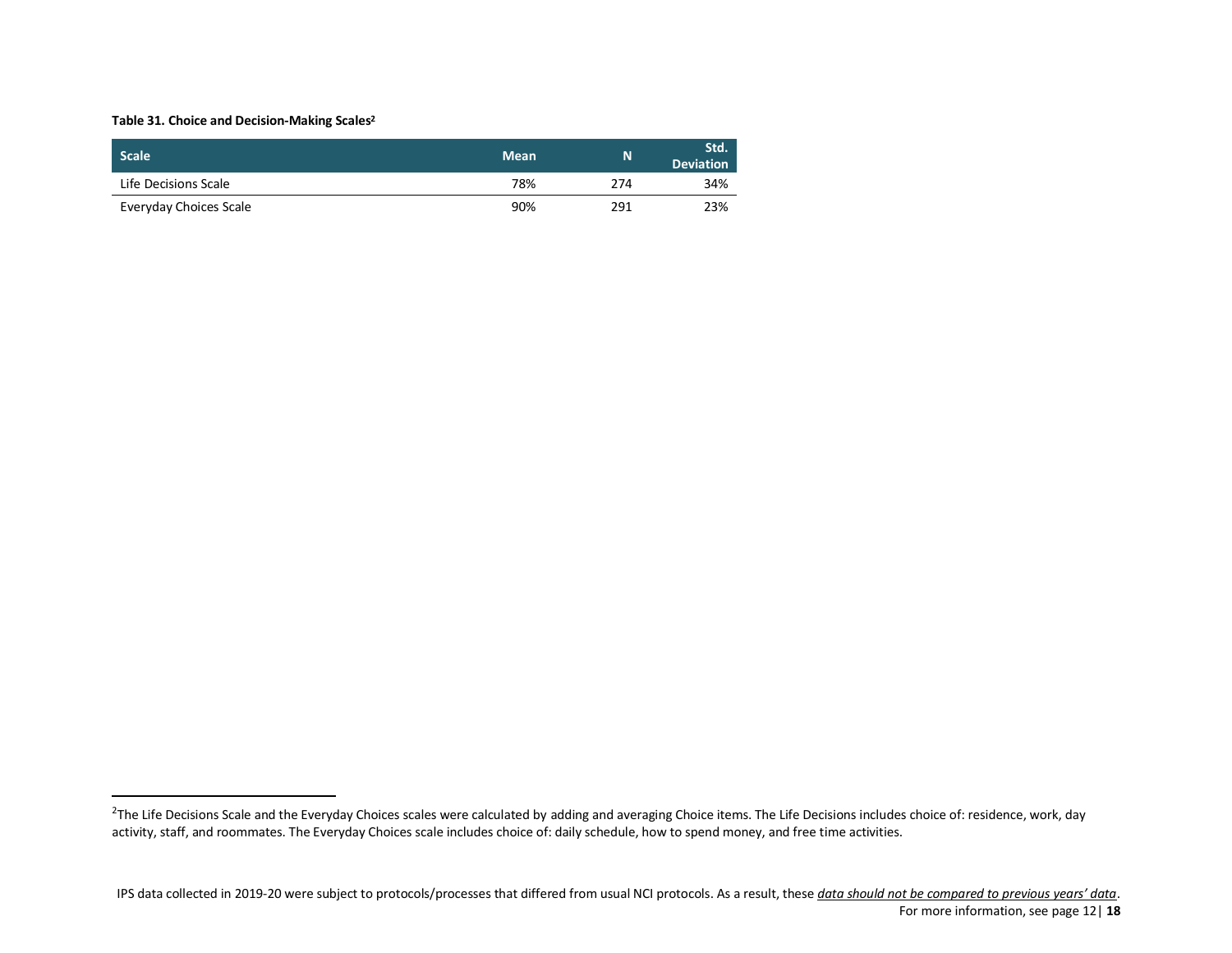**Table 31. Choice and Decision-Making Scales[2]**

| Scale | Mean | N | Std. Deviation |
|---|---|---|---|
| Life Decisions Scale | 78% | 274 | 34% |
| Everyday Choices Scale | 90% | 291 | 23% |

[2]The Life Decisions Scale and the Everyday Choices scales were calculated by adding and averaging Choice items. The Life Decisions includes choice of: residence, work, day activity, staff, and roommates. The Everyday Choices scale includes choice of: daily schedule, how to spend money, and free time activities.

IPS data collected in 2019-20 were subject to protocols/processes that differed from usual NCI protocols. As a result, these *data should not be compared to previous years' data*. For more information, see page 12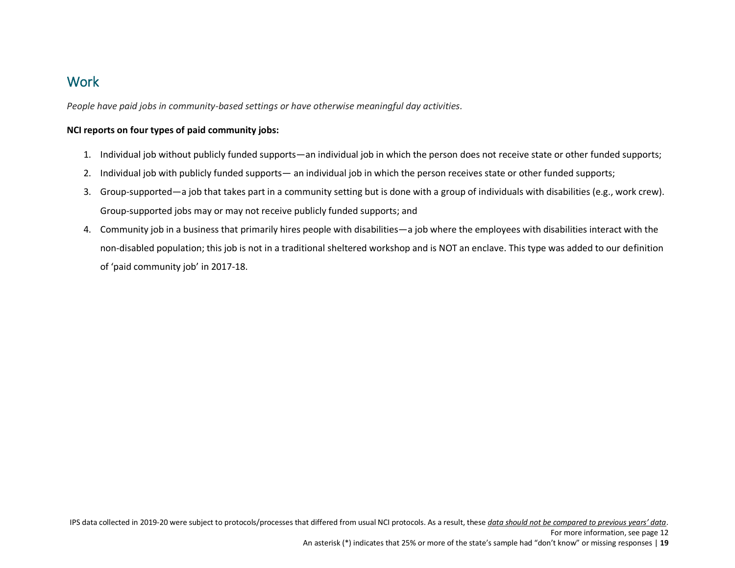## Work

*People have paid jobs in community-based settings or have otherwise meaningful day activities.*

**NCI reports on four types of paid community jobs:**

1. Individual job without publicly funded supports—an individual job in which the person does not receive state or other funded supports;
2. Individual job with publicly funded supports— an individual job in which the person receives state or other funded supports;
3. Group-supported—a job that takes part in a community setting but is done with a group of individuals with disabilities (e.g., work crew). Group-supported jobs may or may not receive publicly funded supports; and
4. Community job in a business that primarily hires people with disabilities—a job where the employees with disabilities interact with the non-disabled population; this job is not in a traditional sheltered workshop and is NOT an enclave. This type was added to our definition of 'paid community job' in 2017-18.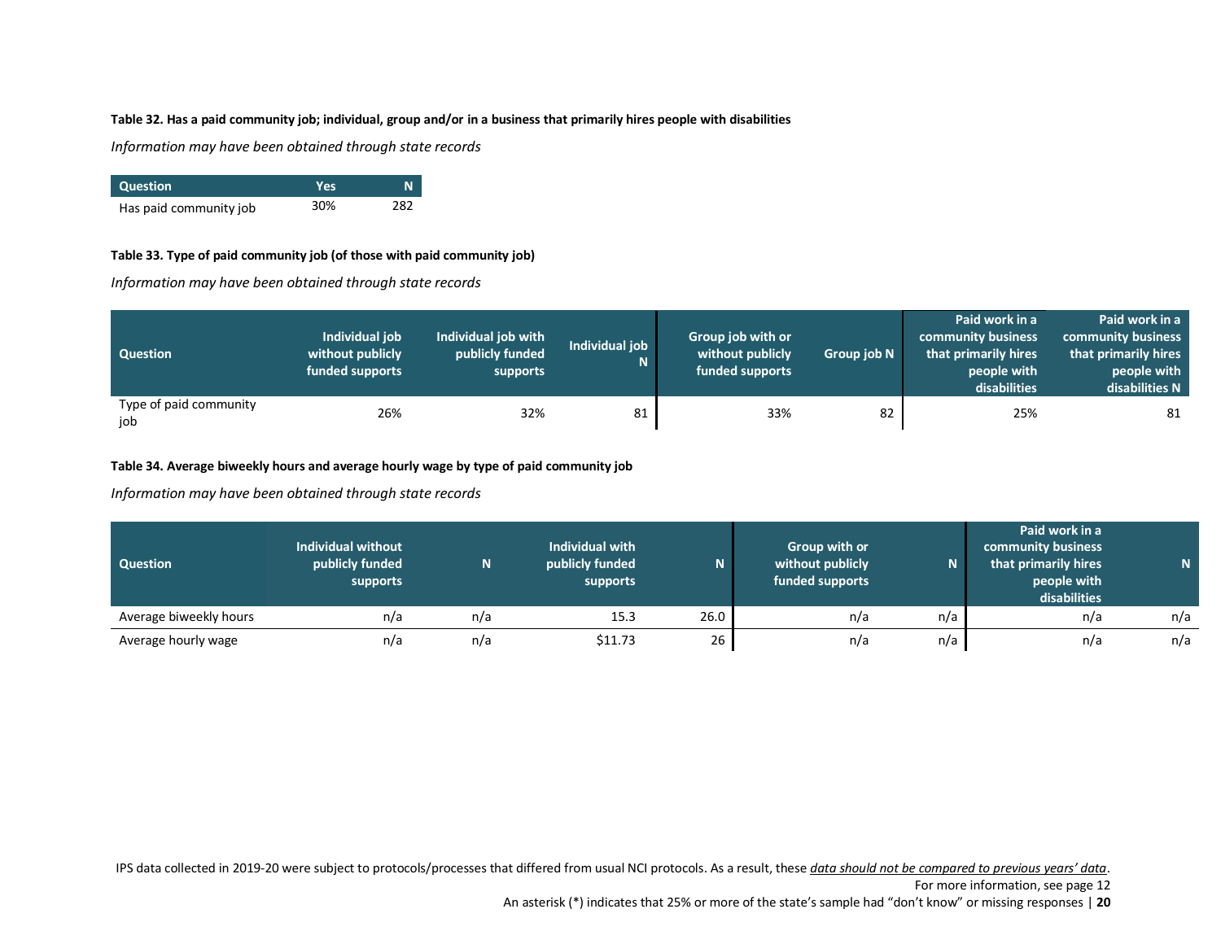**Table 32. Has a paid community job; individual, group and/or in a business that primarily hires people with disabilities**

*Information may have been obtained through state records*

| Question | Yes | N |
|---|---|---|
| Has paid community job | 30% | 282 |

**Table 33. Type of paid community job (of those with paid community job)**

*Information may have been obtained through state records*

| Question | Individual job without publicly funded supports | Individual job with publicly funded supports | Individual job N | Group job with or without publicly funded supports | Group job N | Paid work in a community business that primarily hires people with disabilities | Paid work in a community business that primarily hires people with disabilities N |
|---|---|---|---|---|---|---|---|
| Type of paid community job | 26% | 32% | 81 | 33% | 82 | 25% | 81 |

**Table 34. Average biweekly hours and average hourly wage by type of paid community job**

*Information may have been obtained through state records*

| Question | Individual without publicly funded supports | N | Individual with publicly funded supports | N | Group with or without publicly funded supports | N | Paid work in a community business that primarily hires people with disabilities | N |
|---|---|---|---|---|---|---|---|---|
| Average biweekly hours | n/a | n/a | 15.3 | 26.0 | n/a | n/a | n/a | n/a |
| Average hourly wage | n/a | n/a | $11.73 | 26 | n/a | n/a | n/a | n/a |

IPS data collected in 2019-20 were subject to protocols/processes that differed from usual NCI protocols. As a result, these *data should not be compared to previous years' data*. For more information, see page 12

An asterisk (*) indicates that 25% or more of the state's sample had "don't know" or missing responses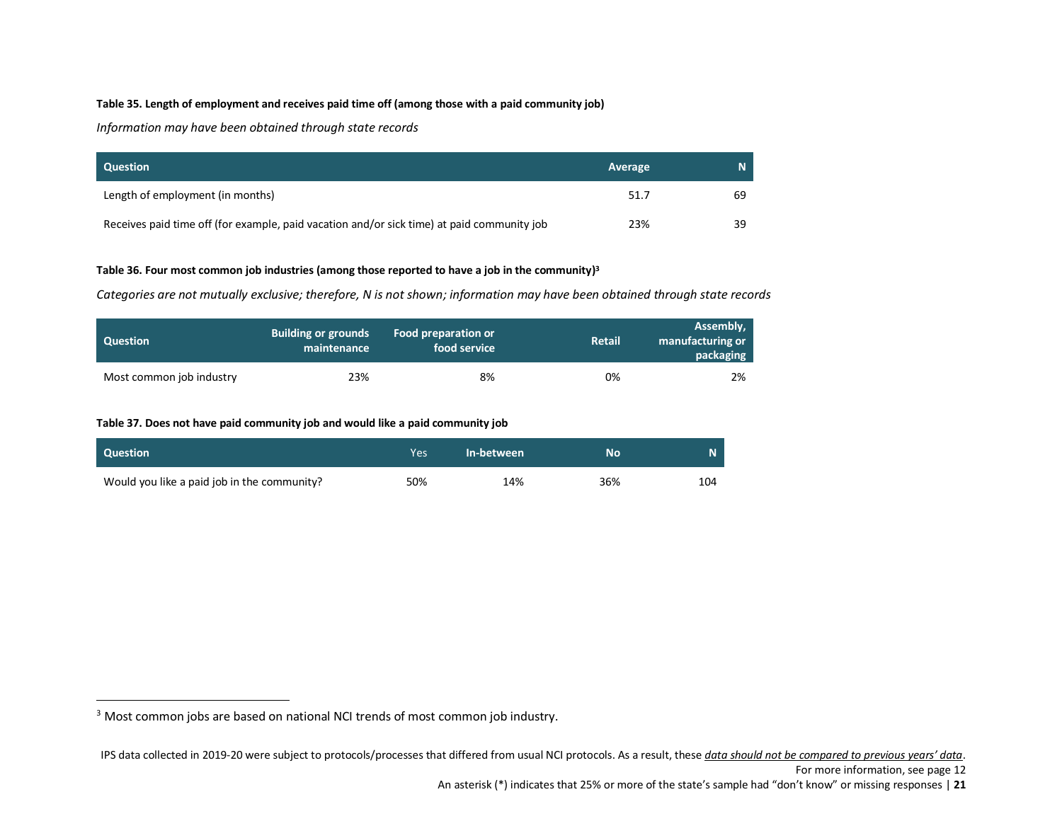**Table 35. Length of employment and receives paid time off (among those with a paid community job)**

*Information may have been obtained through state records*

| Question | Average | N |
|---|---|---|
| Length of employment (in months) | 51.7 | 69 |
| Receives paid time off (for example, paid vacation and/or sick time) at paid community job | 23% | 39 |

**Table 36. Four most common job industries (among those reported to have a job in the community)[3]**

*Categories are not mutually exclusive; therefore, N is not shown; information may have been obtained through state records*

| Question | Building or grounds maintenance | Food preparation or food service | Retail | Assembly, manufacturing or packaging |
|---|---|---|---|---|
| Most common job industry | 23% | 8% | 0% | 2% |

**Table 37. Does not have paid community job and would like a paid community job**

| Question | Yes | In-between | No | N |
|---|---|---|---|---|
| Would you like a paid job in the community? | 50% | 14% | 36% | 104 |

[3] Most common jobs are based on national NCI trends of most common job industry.

IPS data collected in 2019-20 were subject to protocols/processes that differed from usual NCI protocols. As a result, these *data should not be compared to previous years' data*. For more information, see page 12

An asterisk (*) indicates that 25% or more of the state's sample had "don't know" or missing responses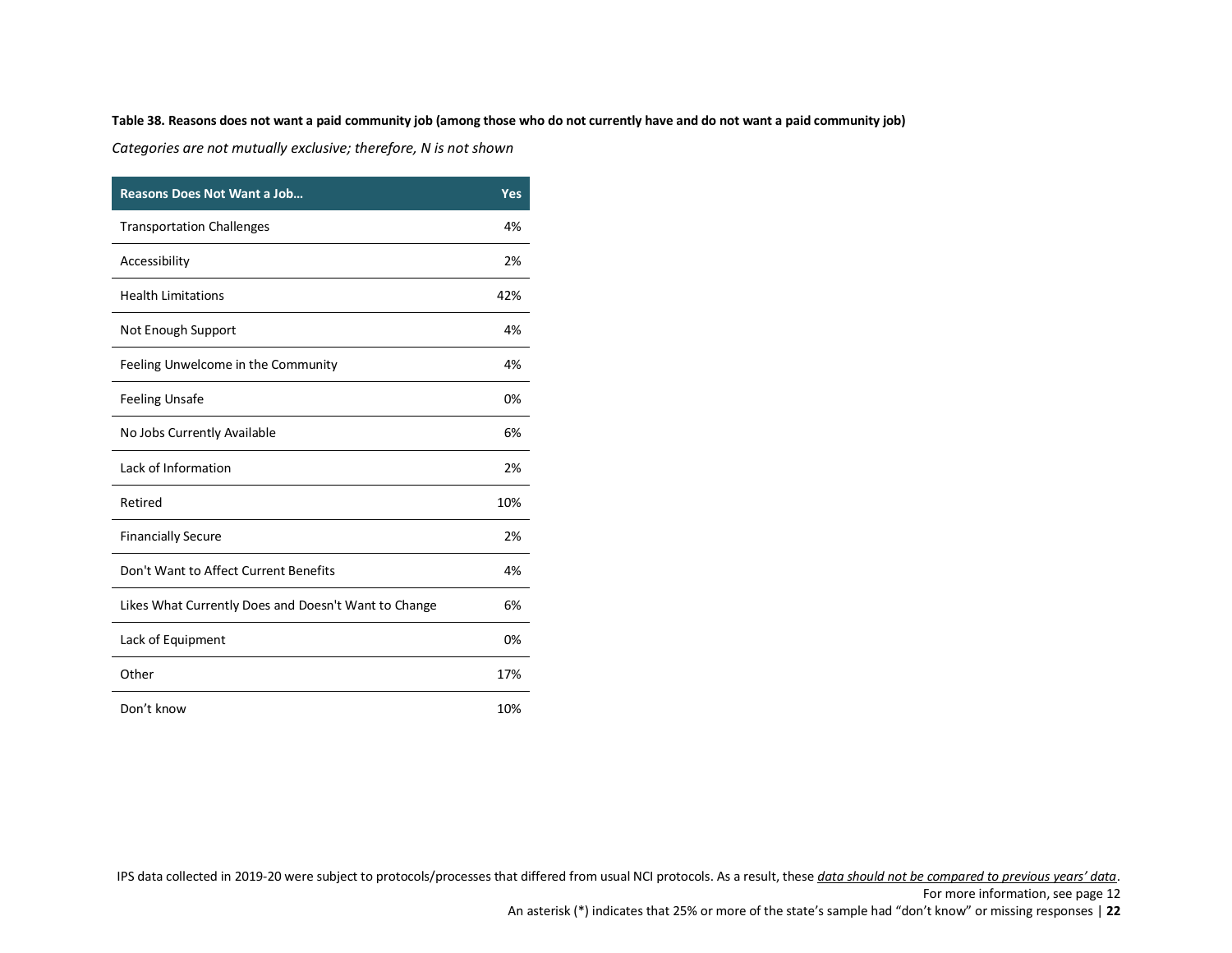**Table 38. Reasons does not want a paid community job (among those who do not currently have and do not want a paid community job)**

*Categories are not mutually exclusive; therefore, N is not shown*

| Reasons Does Not Want a Job… | Yes |
|---|---|
| Transportation Challenges | 4% |
| Accessibility | 2% |
| Health Limitations | 42% |
| Not Enough Support | 4% |
| Feeling Unwelcome in the Community | 4% |
| Feeling Unsafe | 0% |
| No Jobs Currently Available | 6% |
| Lack of Information | 2% |
| Retired | 10% |
| Financially Secure | 2% |
| Don't Want to Affect Current Benefits | 4% |
| Likes What Currently Does and Doesn't Want to Change | 6% |
| Lack of Equipment | 0% |
| Other | 17% |
| Don't know | 10% |

IPS data collected in 2019-20 were subject to protocols/processes that differed from usual NCI protocols. As a result, these *data should not be compared to previous years' data*.
For more information, see page 12
An asterisk (*) indicates that 25% or more of the state's sample had "don't know" or missing responses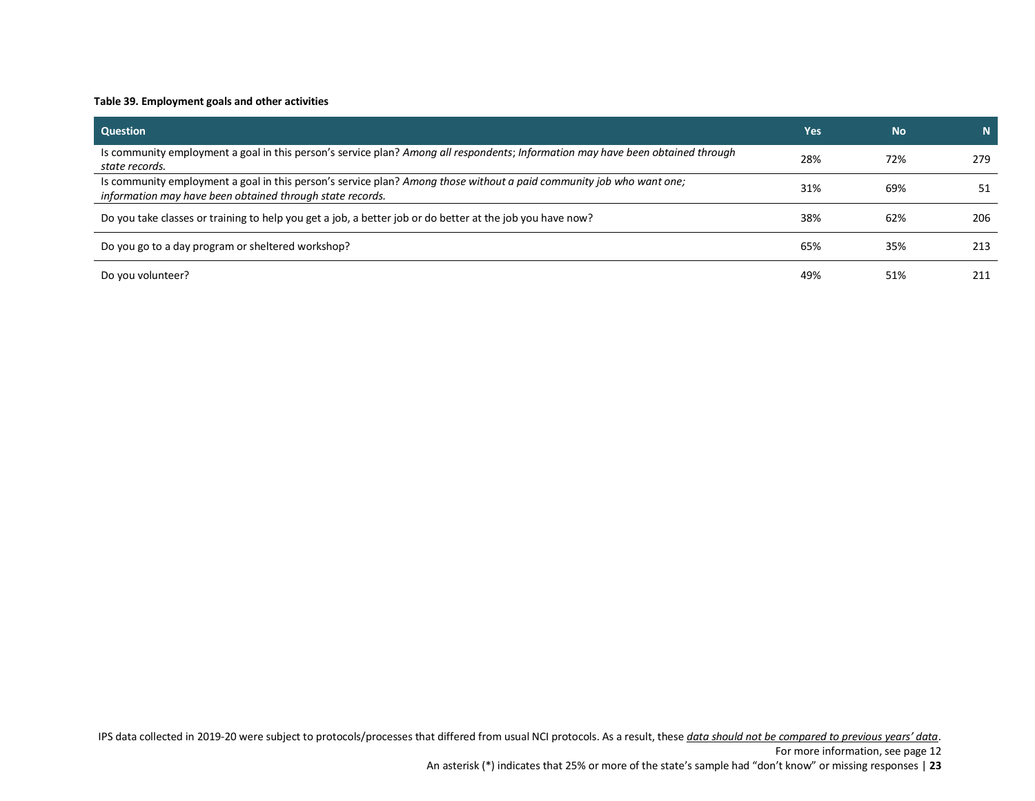**Table 39. Employment goals and other activities**

| Question | Yes | No | N |
|---|---|---|---|
| Is community employment a goal in this person's service plan? *Among all respondents*; *Information may have been obtained through state records.* | 28% | 72% | 279 |
| Is community employment a goal in this person's service plan? *Among those without a paid community job who want one; information may have been obtained through state records.* | 31% | 69% | 51 |
| Do you take classes or training to help you get a job, a better job or do better at the job you have now? | 38% | 62% | 206 |
| Do you go to a day program or sheltered workshop? | 65% | 35% | 213 |
| Do you volunteer? | 49% | 51% | 211 |

IPS data collected in 2019-20 were subject to protocols/processes that differed from usual NCI protocols. As a result, these *data should not be compared to previous years' data*.
For more information, see page 12

An asterisk (*) indicates that 25% or more of the state's sample had "don't know" or missing responses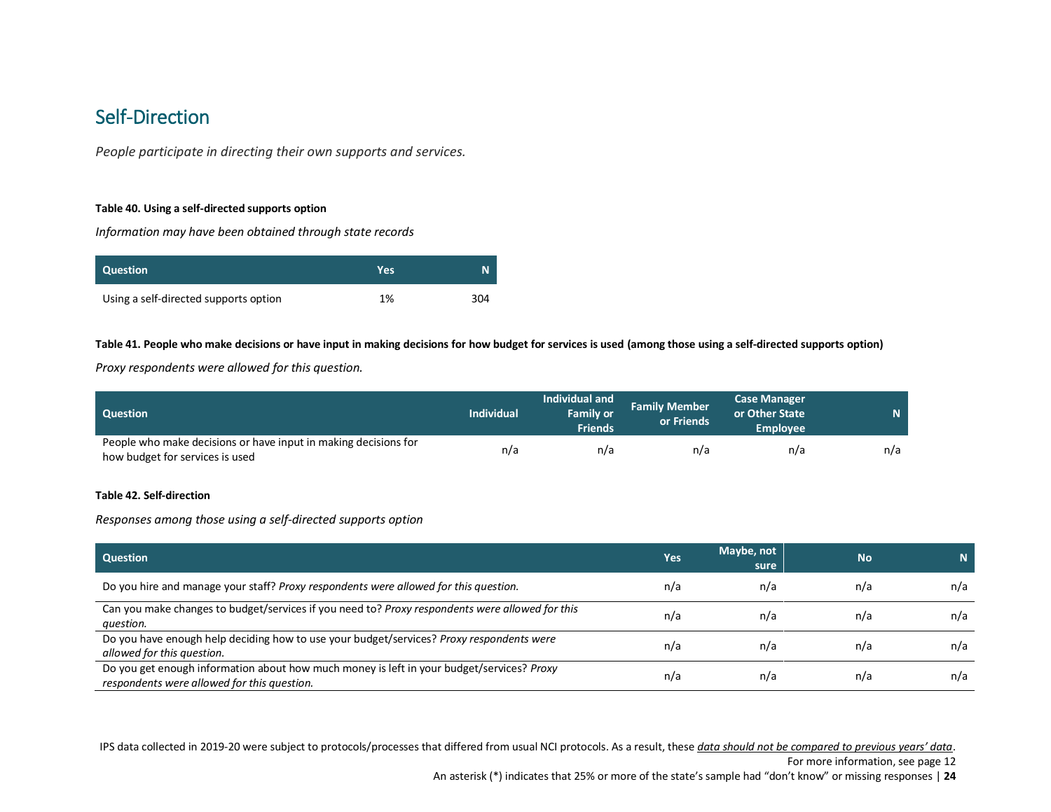## Self-Direction

*People participate in directing their own supports and services.*

**Table 40. Using a self-directed supports option**

*Information may have been obtained through state records*

| Question | Yes | N |
|---|---|---|
| Using a self-directed supports option | 1% | 304 |

**Table 41. People who make decisions or have input in making decisions for how budget for services is used (among those using a self-directed supports option)**

*Proxy respondents were allowed for this question.*

| Question | Individual | Individual and Family or Friends | Family Member or Friends | Case Manager or Other State Employee | N |
|---|---|---|---|---|---|
| People who make decisions or have input in making decisions for how budget for services is used | n/a | n/a | n/a | n/a | n/a |

**Table 42. Self-direction**

*Responses among those using a self-directed supports option*

| Question | Yes | Maybe, not sure | No | N |
|---|---|---|---|---|
| Do you hire and manage your staff? *Proxy respondents were allowed for this question.* | n/a | n/a | n/a | n/a |
| Can you make changes to budget/services if you need to? *Proxy respondents were allowed for this question.* | n/a | n/a | n/a | n/a |
| Do you have enough help deciding how to use your budget/services? *Proxy respondents were allowed for this question.* | n/a | n/a | n/a | n/a |
| Do you get enough information about how much money is left in your budget/services? *Proxy respondents were allowed for this question.* | n/a | n/a | n/a | n/a |

IPS data collected in 2019-20 were subject to protocols/processes that differed from usual NCI protocols. As a result, these data should not be compared to previous years' data. For more information, see page 12

An asterisk (*) indicates that 25% or more of the state's sample had "don't know" or missing responses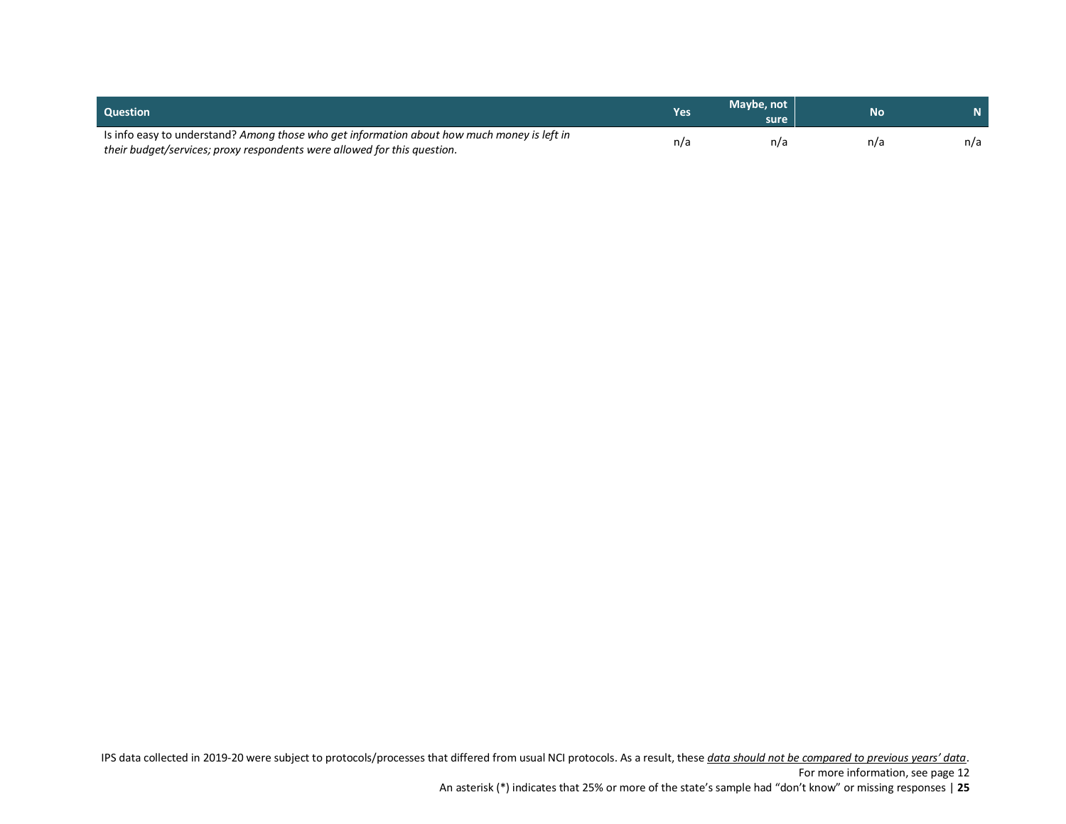| Question | Yes | Maybe, not sure | No | N |
| --- | --- | --- | --- | --- |
| Is info easy to understand? *Among those who get information about how much money is left in their budget/services; proxy respondents were allowed for this question.* | n/a | n/a | n/a | n/a |

IPS data collected in 2019-20 were subject to protocols/processes that differed from usual NCI protocols. As a result, these *data should not be compared to previous years' data*.
For more information, see page 12

An asterisk (*) indicates that 25% or more of the state's sample had "don't know" or missing responses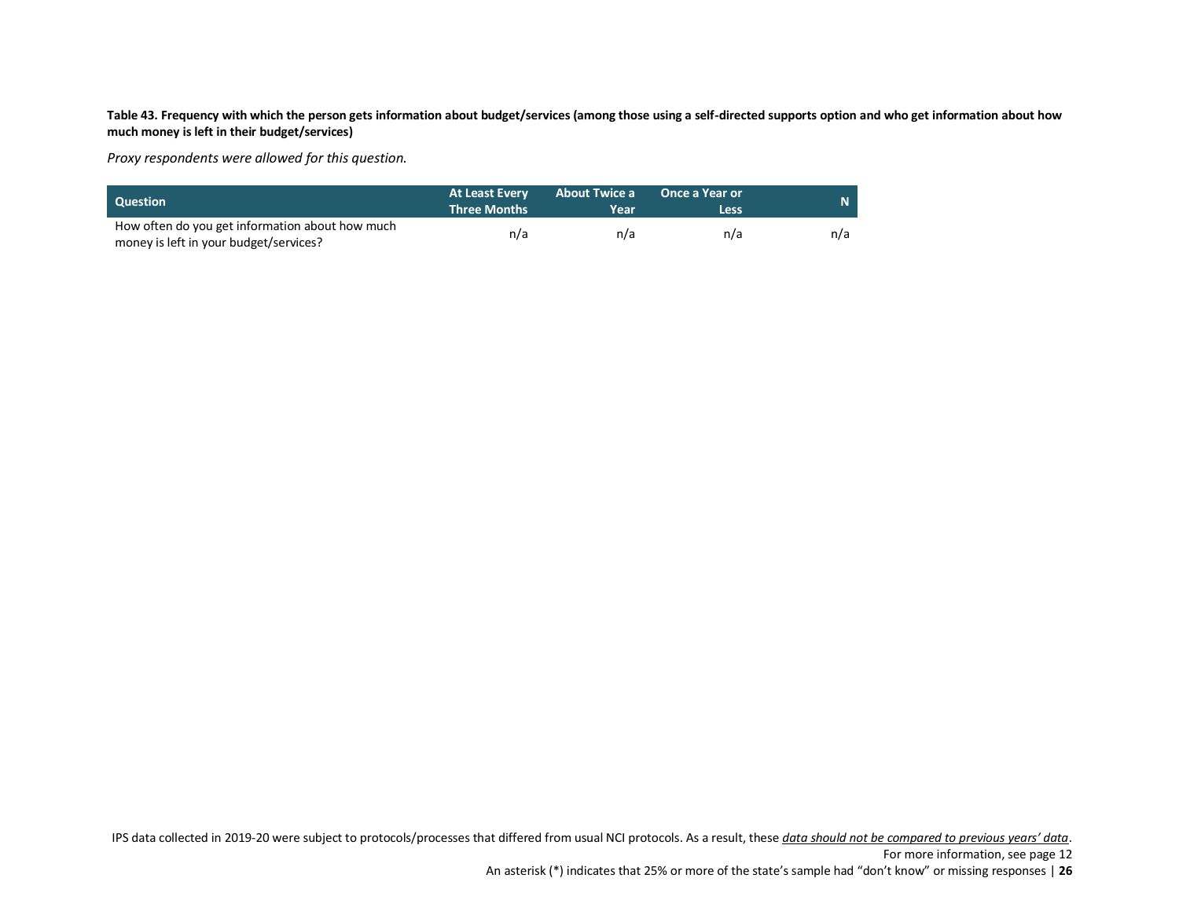**Table 43. Frequency with which the person gets information about budget/services (among those using a self-directed supports option and who get information about how much money is left in their budget/services)**

*Proxy respondents were allowed for this question.*

| Question | At Least Every Three Months | About Twice a Year | Once a Year or Less | N |
|---|---|---|---|---|
| How often do you get information about how much money is left in your budget/services? | n/a | n/a | n/a | n/a |

IPS data collected in 2019-20 were subject to protocols/processes that differed from usual NCI protocols. As a result, these *data should not be compared to previous years' data*.
For more information, see page 12
An asterisk (*) indicates that 25% or more of the state's sample had "don't know" or missing responses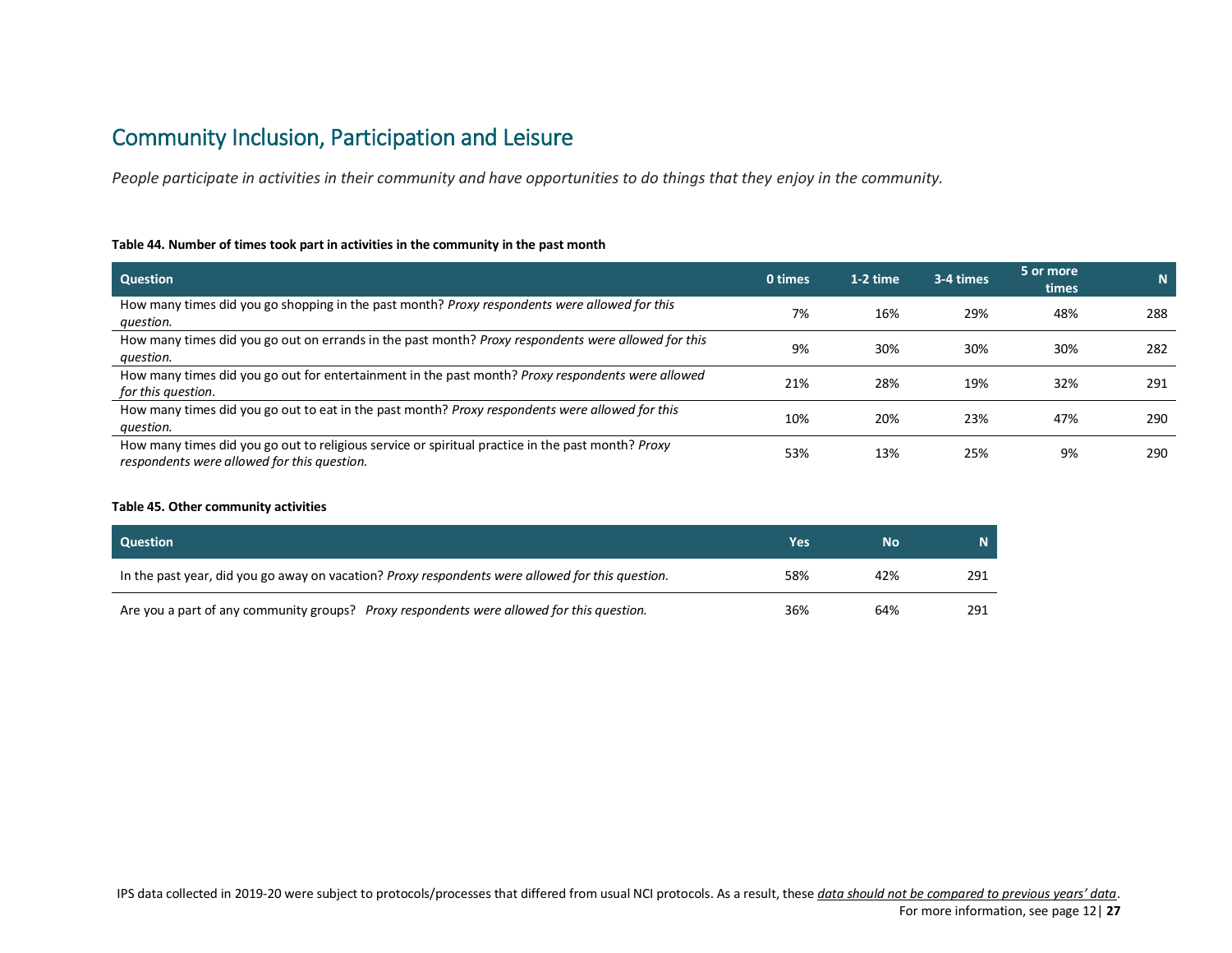## Community Inclusion, Participation and Leisure

*People participate in activities in their community and have opportunities to do things that they enjoy in the community.*

**Table 44. Number of times took part in activities in the community in the past month**

| Question | 0 times | 1-2 time | 3-4 times | 5 or more times | N |
|---|---|---|---|---|---|
| How many times did you go shopping in the past month? *Proxy respondents were allowed for this question.* | 7% | 16% | 29% | 48% | 288 |
| How many times did you go out on errands in the past month? *Proxy respondents were allowed for this question.* | 9% | 30% | 30% | 30% | 282 |
| How many times did you go out for entertainment in the past month? *Proxy respondents were allowed for this question.* | 21% | 28% | 19% | 32% | 291 |
| How many times did you go out to eat in the past month? *Proxy respondents were allowed for this question.* | 10% | 20% | 23% | 47% | 290 |
| How many times did you go out to religious service or spiritual practice in the past month? *Proxy respondents were allowed for this question.* | 53% | 13% | 25% | 9% | 290 |

**Table 45. Other community activities**

| Question | Yes | No | N |
|---|---|---|---|
| In the past year, did you go away on vacation? *Proxy respondents were allowed for this question.* | 58% | 42% | 291 |
| Are you a part of any community groups? *Proxy respondents were allowed for this question.* | 36% | 64% | 291 |

IPS data collected in 2019-20 were subject to protocols/processes that differed from usual NCI protocols. As a result, these *data should not be compared to previous years' data*. For more information, see page 12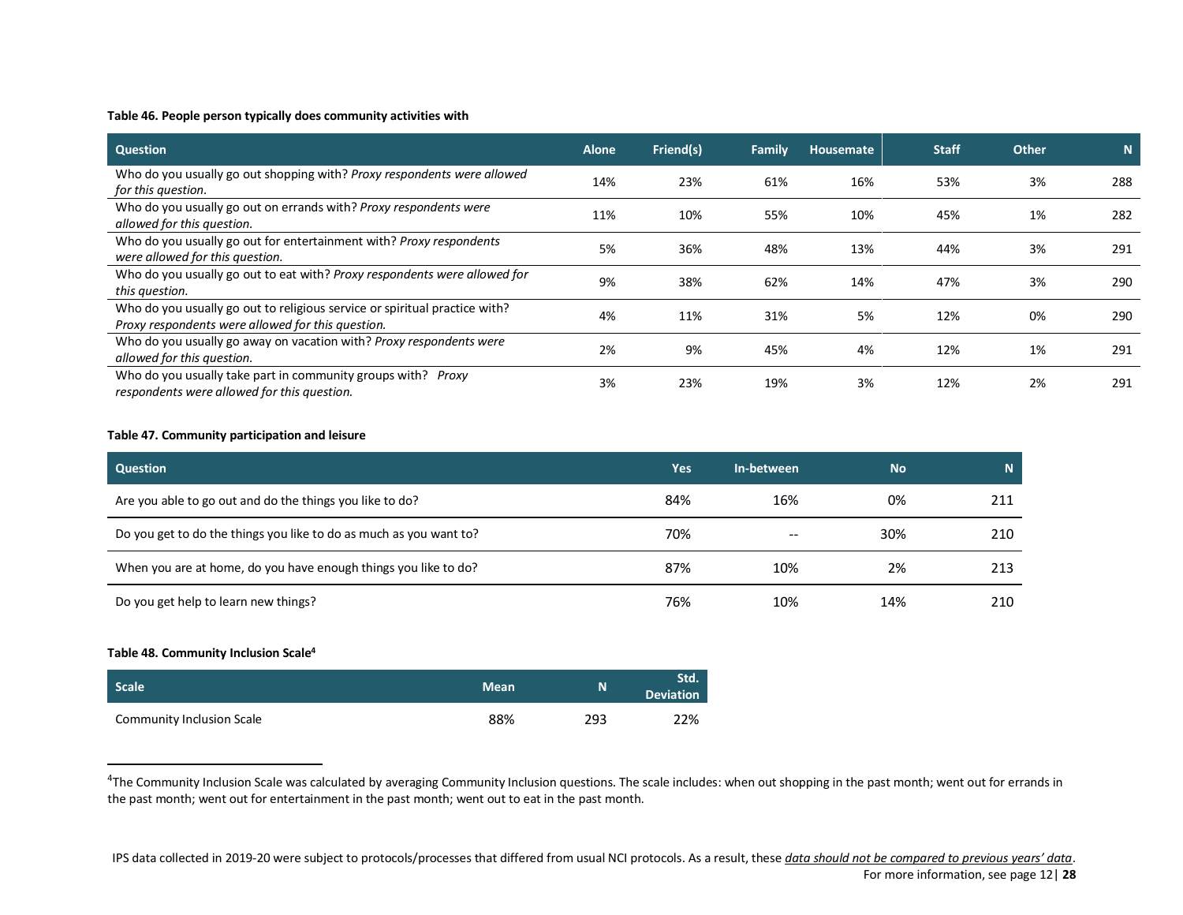**Table 46. People person typically does community activities with**

| Question | Alone | Friend(s) | Family | Housemate | Staff | Other | N |
|---|---|---|---|---|---|---|---|
| Who do you usually go out shopping with? *Proxy respondents were allowed for this question.* | 14% | 23% | 61% | 16% | 53% | 3% | 288 |
| Who do you usually go out on errands with? *Proxy respondents were allowed for this question.* | 11% | 10% | 55% | 10% | 45% | 1% | 282 |
| Who do you usually go out for entertainment with? *Proxy respondents were allowed for this question.* | 5% | 36% | 48% | 13% | 44% | 3% | 291 |
| Who do you usually go out to eat with? *Proxy respondents were allowed for this question.* | 9% | 38% | 62% | 14% | 47% | 3% | 290 |
| Who do you usually go out to religious service or spiritual practice with? *Proxy respondents were allowed for this question.* | 4% | 11% | 31% | 5% | 12% | 0% | 290 |
| Who do you usually go away on vacation with? *Proxy respondents were allowed for this question.* | 2% | 9% | 45% | 4% | 12% | 1% | 291 |
| Who do you usually take part in community groups with? *Proxy respondents were allowed for this question.* | 3% | 23% | 19% | 3% | 12% | 2% | 291 |

**Table 47. Community participation and leisure**

| Question | Yes | In-between | No | N |
|---|---|---|---|---|
| Are you able to go out and do the things you like to do? | 84% | 16% | 0% | 211 |
| Do you get to do the things you like to do as much as you want to? | 70% | -- | 30% | 210 |
| When you are at home, do you have enough things you like to do? | 87% | 10% | 2% | 213 |
| Do you get help to learn new things? | 76% | 10% | 14% | 210 |

**Table 48. Community Inclusion Scale[4]**

| Scale | Mean | N | Std. Deviation |
|---|---|---|---|
| Community Inclusion Scale | 88% | 293 | 22% |

[4]The Community Inclusion Scale was calculated by averaging Community Inclusion questions. The scale includes: when out shopping in the past month; went out for errands in the past month; went out for entertainment in the past month; went out to eat in the past month.

IPS data collected in 2019-20 were subject to protocols/processes that differed from usual NCI protocols. As a result, these *data should not be compared to previous years' data*. For more information, see page 12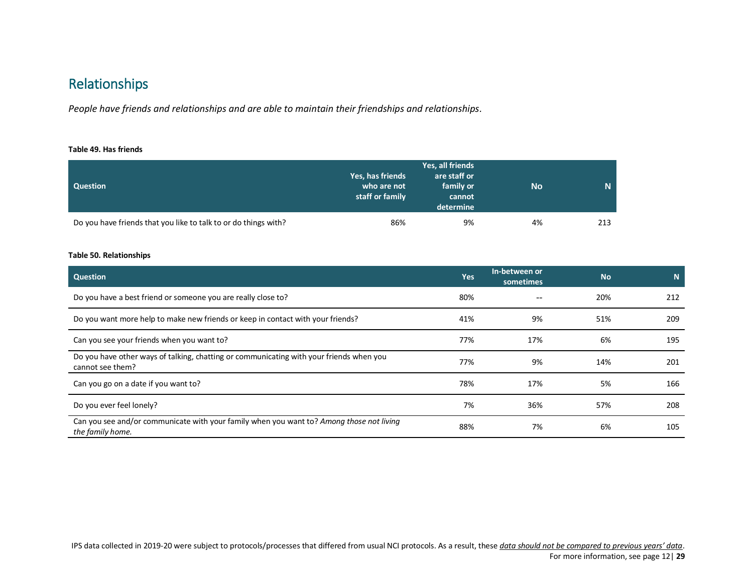## Relationships

*People have friends and relationships and are able to maintain their friendships and relationships.*

**Table 49. Has friends**

| Question | Yes, has friends who are not staff or family | Yes, all friends are staff or family or cannot determine | No | N |
|---|---|---|---|---|
| Do you have friends that you like to talk to or do things with? | 86% | 9% | 4% | 213 |

**Table 50. Relationships**

| Question | Yes | In-between or sometimes | No | N |
|---|---|---|---|---|
| Do you have a best friend or someone you are really close to? | 80% | -- | 20% | 212 |
| Do you want more help to make new friends or keep in contact with your friends? | 41% | 9% | 51% | 209 |
| Can you see your friends when you want to? | 77% | 17% | 6% | 195 |
| Do you have other ways of talking, chatting or communicating with your friends when you cannot see them? | 77% | 9% | 14% | 201 |
| Can you go on a date if you want to? | 78% | 17% | 5% | 166 |
| Do you ever feel lonely? | 7% | 36% | 57% | 208 |
| Can you see and/or communicate with your family when you want to? *Among those not living the family home.* | 88% | 7% | 6% | 105 |

IPS data collected in 2019-20 were subject to protocols/processes that differed from usual NCI protocols. As a result, these *data should not be compared to previous years' data*. For more information, see page 12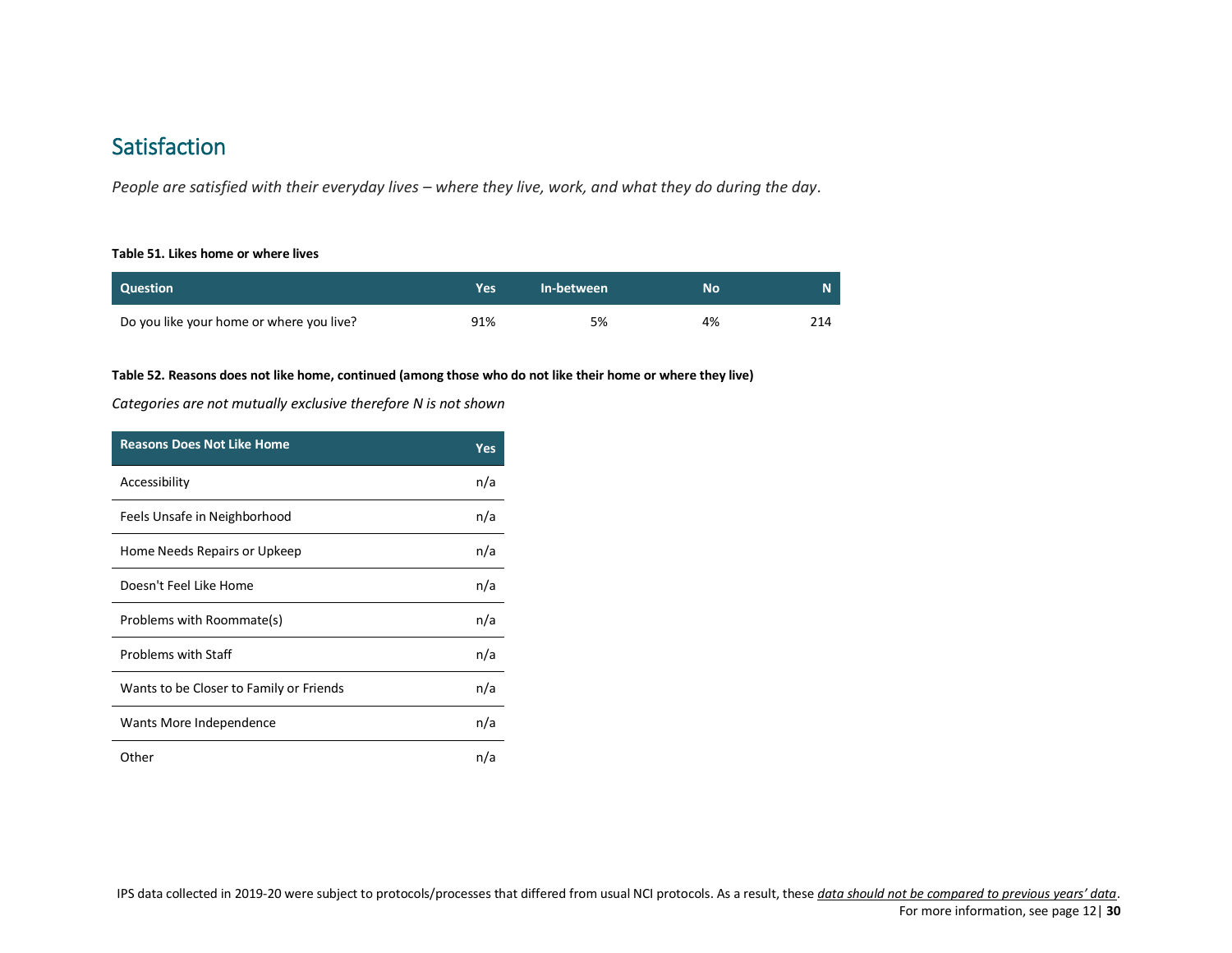## Satisfaction

*People are satisfied with their everyday lives – where they live, work, and what they do during the day.*

**Table 51. Likes home or where lives**

| Question | Yes | In-between | No | N |
|---|---|---|---|---|
| Do you like your home or where you live? | 91% | 5% | 4% | 214 |

**Table 52. Reasons does not like home, continued (among those who do not like their home or where they live)**

*Categories are not mutually exclusive therefore N is not shown*

| Reasons Does Not Like Home | Yes |
|---|---|
| Accessibility | n/a |
| Feels Unsafe in Neighborhood | n/a |
| Home Needs Repairs or Upkeep | n/a |
| Doesn't Feel Like Home | n/a |
| Problems with Roommate(s) | n/a |
| Problems with Staff | n/a |
| Wants to be Closer to Family or Friends | n/a |
| Wants More Independence | n/a |
| Other | n/a |

IPS data collected in 2019-20 were subject to protocols/processes that differed from usual NCI protocols. As a result, these *data should not be compared to previous years' data*. For more information, see page 12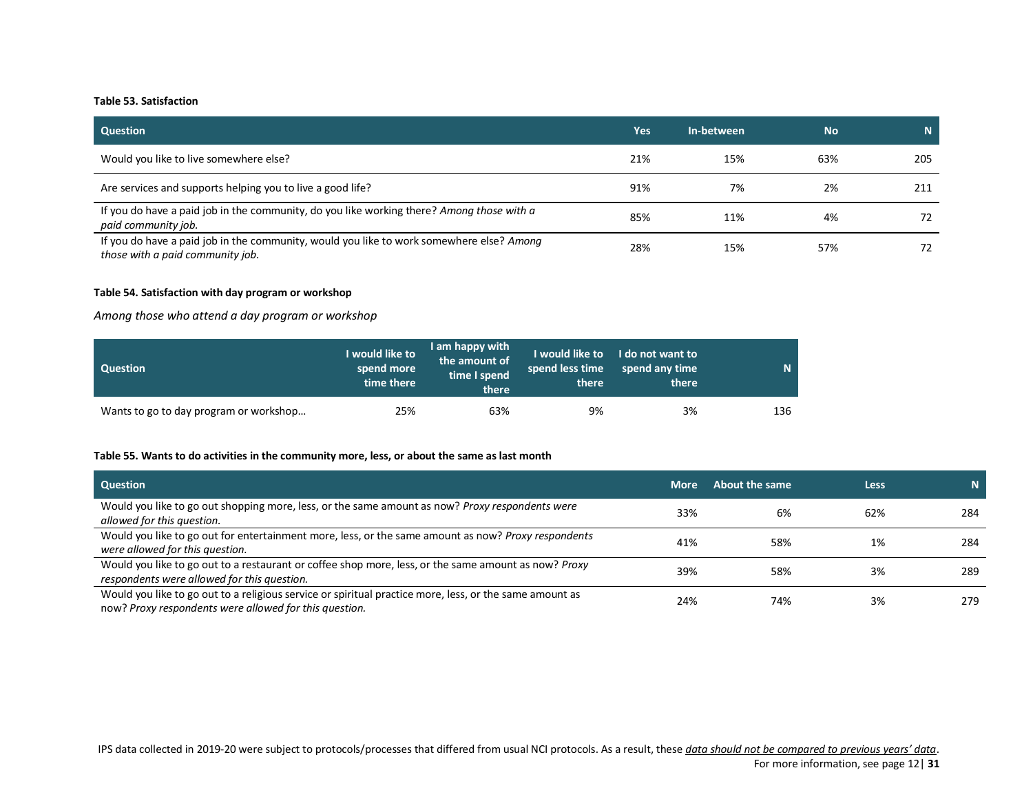**Table 53. Satisfaction**

| Question | Yes | In-between | No | N |
|---|---|---|---|---|
| Would you like to live somewhere else? | 21% | 15% | 63% | 205 |
| Are services and supports helping you to live a good life? | 91% | 7% | 2% | 211 |
| If you do have a paid job in the community, do you like working there? *Among those with a paid community job.* | 85% | 11% | 4% | 72 |
| If you do have a paid job in the community, would you like to work somewhere else? *Among those with a paid community job.* | 28% | 15% | 57% | 72 |

**Table 54. Satisfaction with day program or workshop**

*Among those who attend a day program or workshop*

| Question | I would like to spend more time there | I am happy with the amount of time I spend there | I would like to spend less time there | I do not want to spend any time there | N |
|---|---|---|---|---|---|
| Wants to go to day program or workshop… | 25% | 63% | 9% | 3% | 136 |

**Table 55. Wants to do activities in the community more, less, or about the same as last month**

| Question | More | About the same | Less | N |
|---|---|---|---|---|
| Would you like to go out shopping more, less, or the same amount as now? *Proxy respondents were allowed for this question.* | 33% | 6% | 62% | 284 |
| Would you like to go out for entertainment more, less, or the same amount as now? *Proxy respondents were allowed for this question.* | 41% | 58% | 1% | 284 |
| Would you like to go out to a restaurant or coffee shop more, less, or the same amount as now? *Proxy respondents were allowed for this question.* | 39% | 58% | 3% | 289 |
| Would you like to go out to a religious service or spiritual practice more, less, or the same amount as now? *Proxy respondents were allowed for this question.* | 24% | 74% | 3% | 279 |

IPS data collected in 2019-20 were subject to protocols/processes that differed from usual NCI protocols. As a result, these *data should not be compared to previous years' data*. For more information, see page 12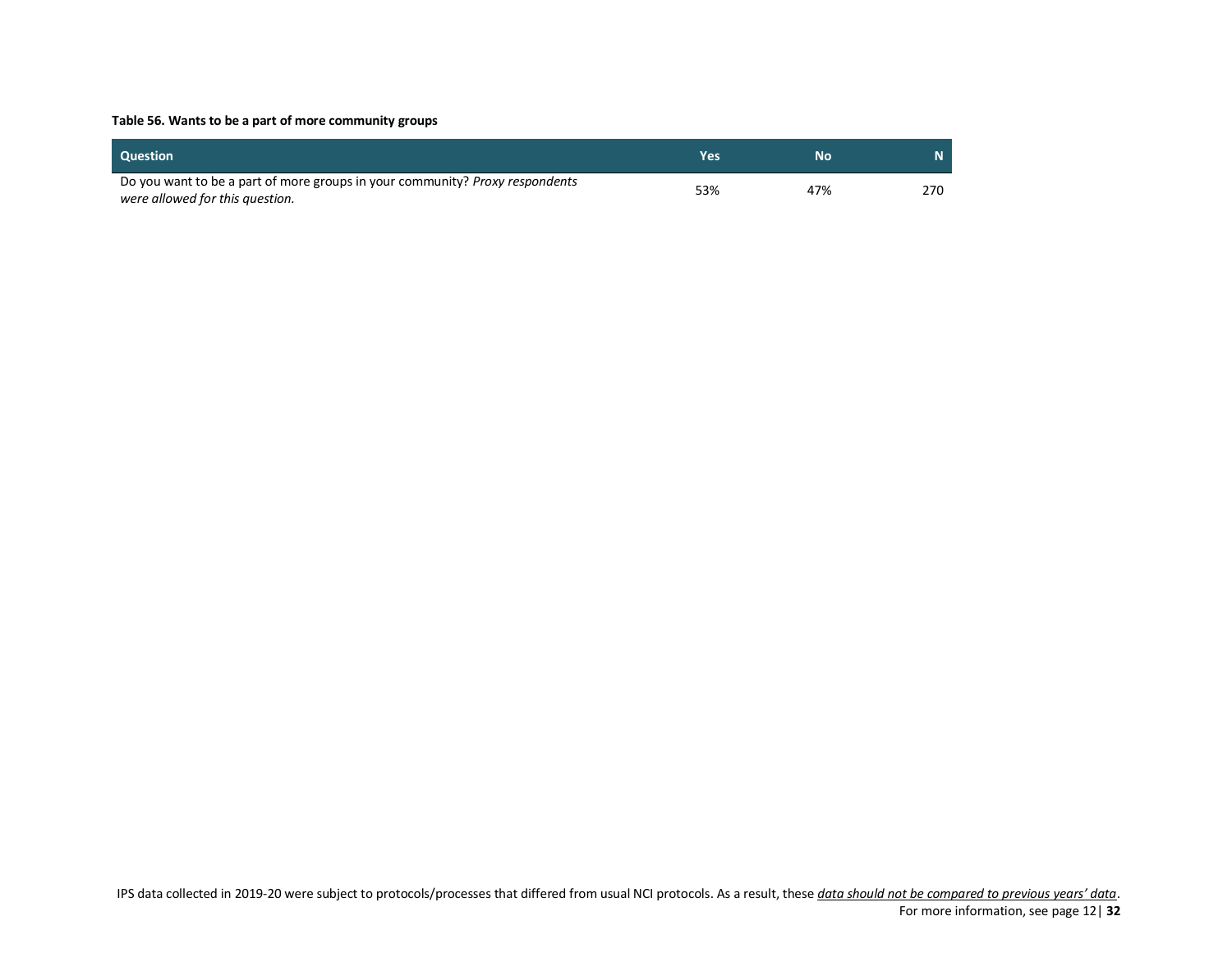**Table 56. Wants to be a part of more community groups**

| Question | Yes | No | N |
|---|---|---|---|
| Do you want to be a part of more groups in your community? *Proxy respondents were allowed for this question.* | 53% | 47% | 270 |

IPS data collected in 2019-20 were subject to protocols/processes that differed from usual NCI protocols. As a result, these *data should not be compared to previous years' data*. For more information, see page 12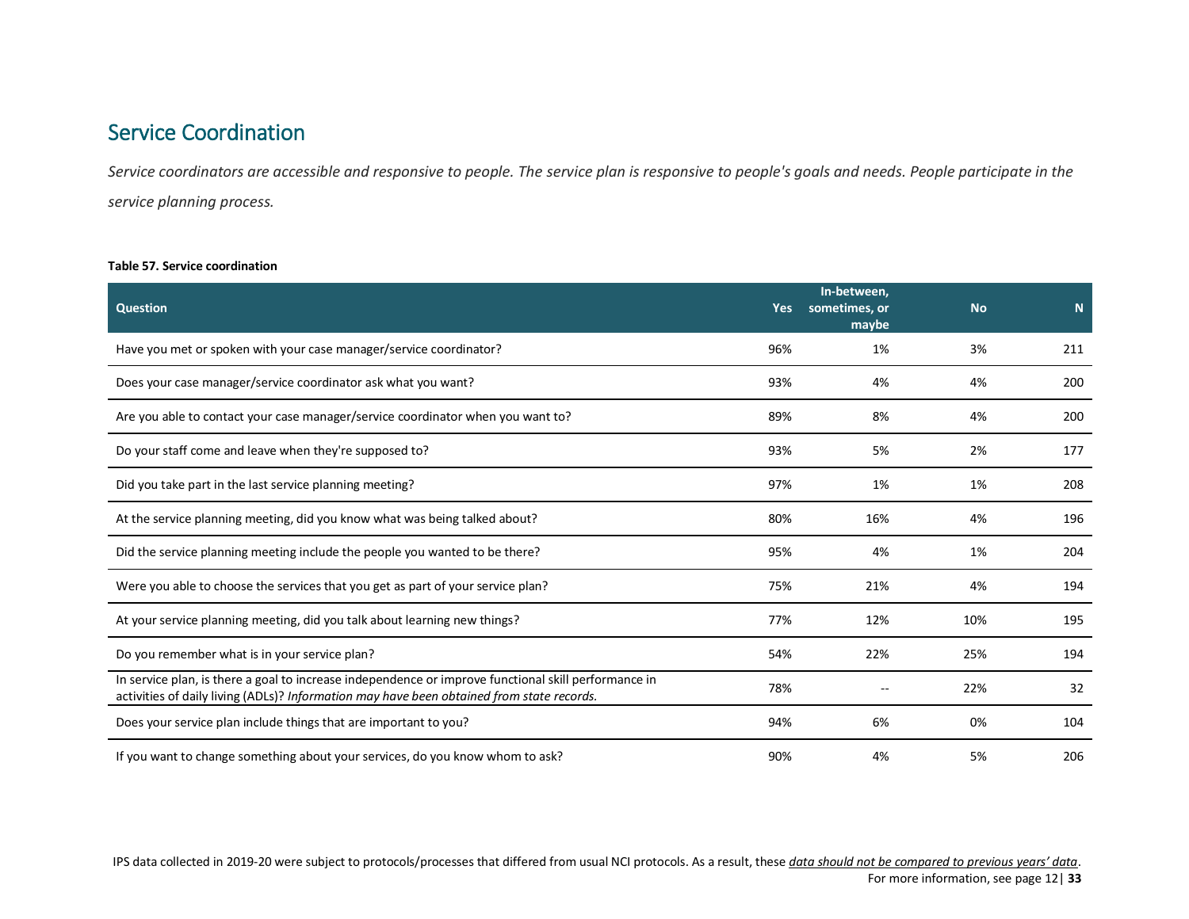## Service Coordination

*Service coordinators are accessible and responsive to people. The service plan is responsive to people's goals and needs. People participate in the service planning process.*

**Table 57. Service coordination**

| Question | Yes | In-between, sometimes, or maybe | No | N |
|---|---|---|---|---|
| Have you met or spoken with your case manager/service coordinator? | 96% | 1% | 3% | 211 |
| Does your case manager/service coordinator ask what you want? | 93% | 4% | 4% | 200 |
| Are you able to contact your case manager/service coordinator when you want to? | 89% | 8% | 4% | 200 |
| Do your staff come and leave when they're supposed to? | 93% | 5% | 2% | 177 |
| Did you take part in the last service planning meeting? | 97% | 1% | 1% | 208 |
| At the service planning meeting, did you know what was being talked about? | 80% | 16% | 4% | 196 |
| Did the service planning meeting include the people you wanted to be there? | 95% | 4% | 1% | 204 |
| Were you able to choose the services that you get as part of your service plan? | 75% | 21% | 4% | 194 |
| At your service planning meeting, did you talk about learning new things? | 77% | 12% | 10% | 195 |
| Do you remember what is in your service plan? | 54% | 22% | 25% | 194 |
| In service plan, is there a goal to increase independence or improve functional skill performance in activities of daily living (ADLs)? *Information may have been obtained from state records.* | 78% | -- | 22% | 32 |
| Does your service plan include things that are important to you? | 94% | 6% | 0% | 104 |
| If you want to change something about your services, do you know whom to ask? | 90% | 4% | 5% | 206 |

IPS data collected in 2019-20 were subject to protocols/processes that differed from usual NCI protocols. As a result, these *data should not be compared to previous years' data*. For more information, see page 12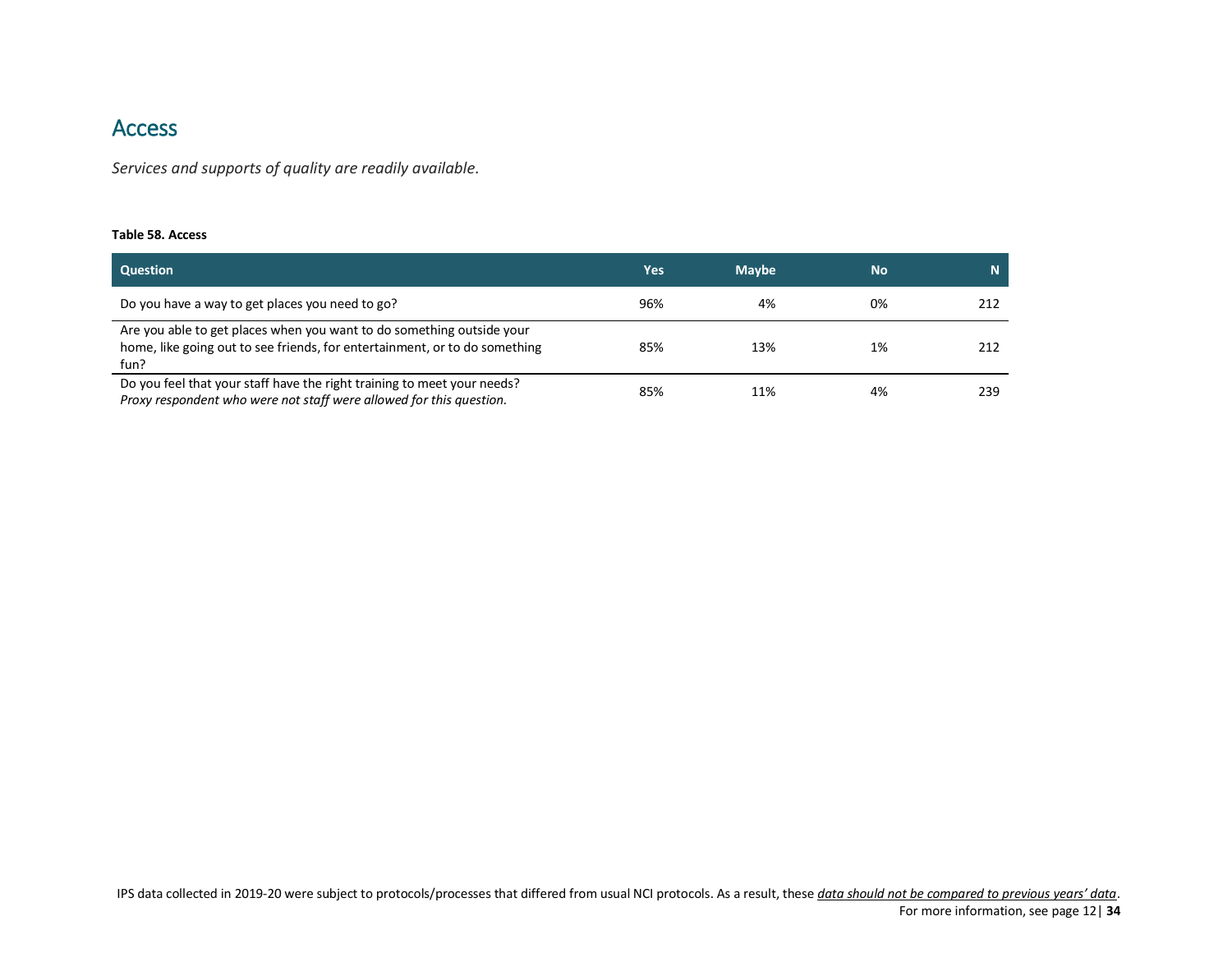## Access

*Services and supports of quality are readily available.*

**Table 58. Access**

| Question | Yes | Maybe | No | N |
|---|---|---|---|---|
| Do you have a way to get places you need to go? | 96% | 4% | 0% | 212 |
| Are you able to get places when you want to do something outside your home, like going out to see friends, for entertainment, or to do something fun? | 85% | 13% | 1% | 212 |
| Do you feel that your staff have the right training to meet your needs? *Proxy respondent who were not staff were allowed for this question.* | 85% | 11% | 4% | 239 |

IPS data collected in 2019-20 were subject to protocols/processes that differed from usual NCI protocols. As a result, these *data should not be compared to previous years' data*. For more information, see page 12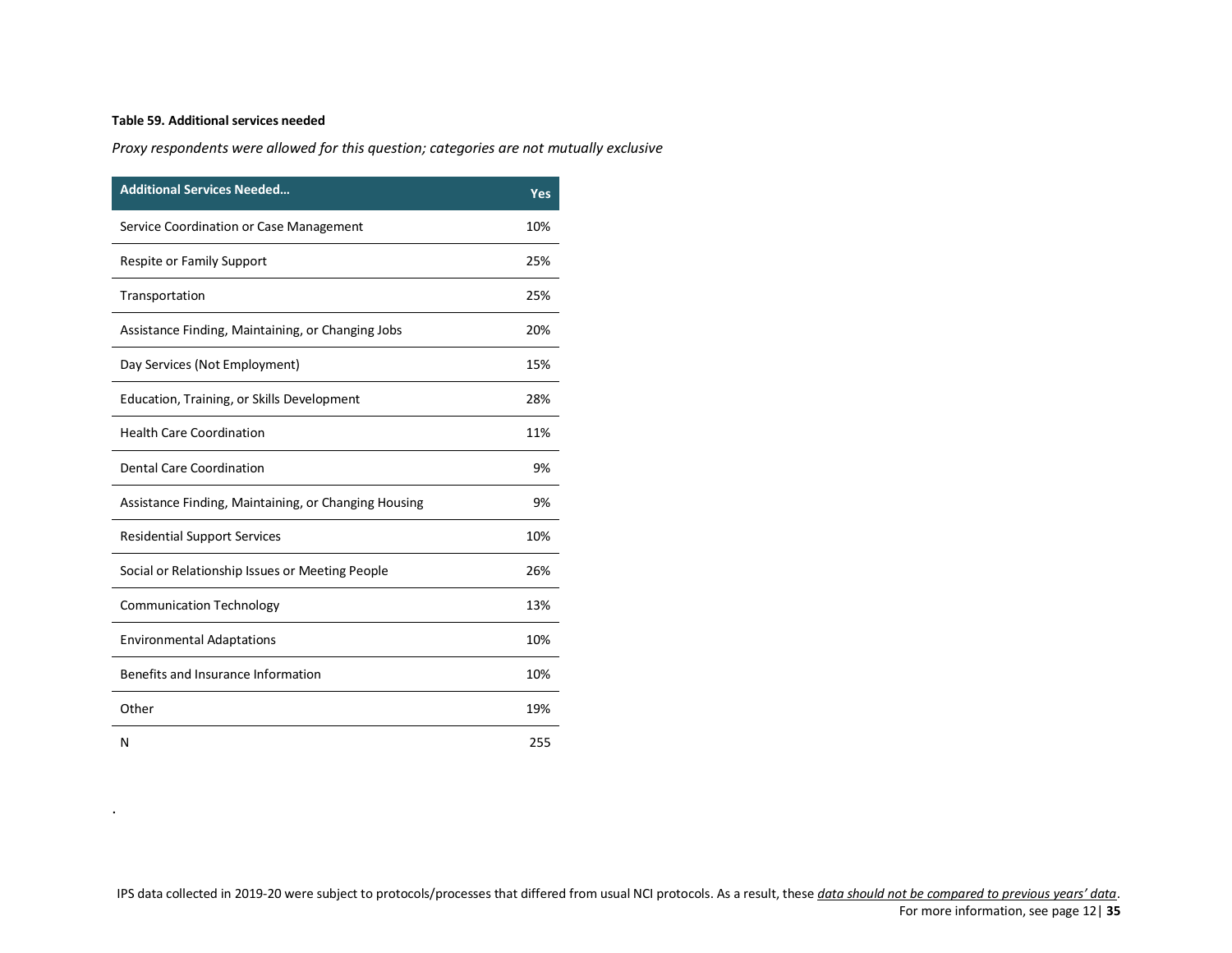**Table 59. Additional services needed**

*Proxy respondents were allowed for this question; categories are not mutually exclusive*

| Additional Services Needed... | Yes |
|---|---|
| Service Coordination or Case Management | 10% |
| Respite or Family Support | 25% |
| Transportation | 25% |
| Assistance Finding, Maintaining, or Changing Jobs | 20% |
| Day Services (Not Employment) | 15% |
| Education, Training, or Skills Development | 28% |
| Health Care Coordination | 11% |
| Dental Care Coordination | 9% |
| Assistance Finding, Maintaining, or Changing Housing | 9% |
| Residential Support Services | 10% |
| Social or Relationship Issues or Meeting People | 26% |
| Communication Technology | 13% |
| Environmental Adaptations | 10% |
| Benefits and Insurance Information | 10% |
| Other | 19% |
| N | 255 |

.

IPS data collected in 2019-20 were subject to protocols/processes that differed from usual NCI protocols. As a result, these *data should not be compared to previous years' data*. For more information, see page 12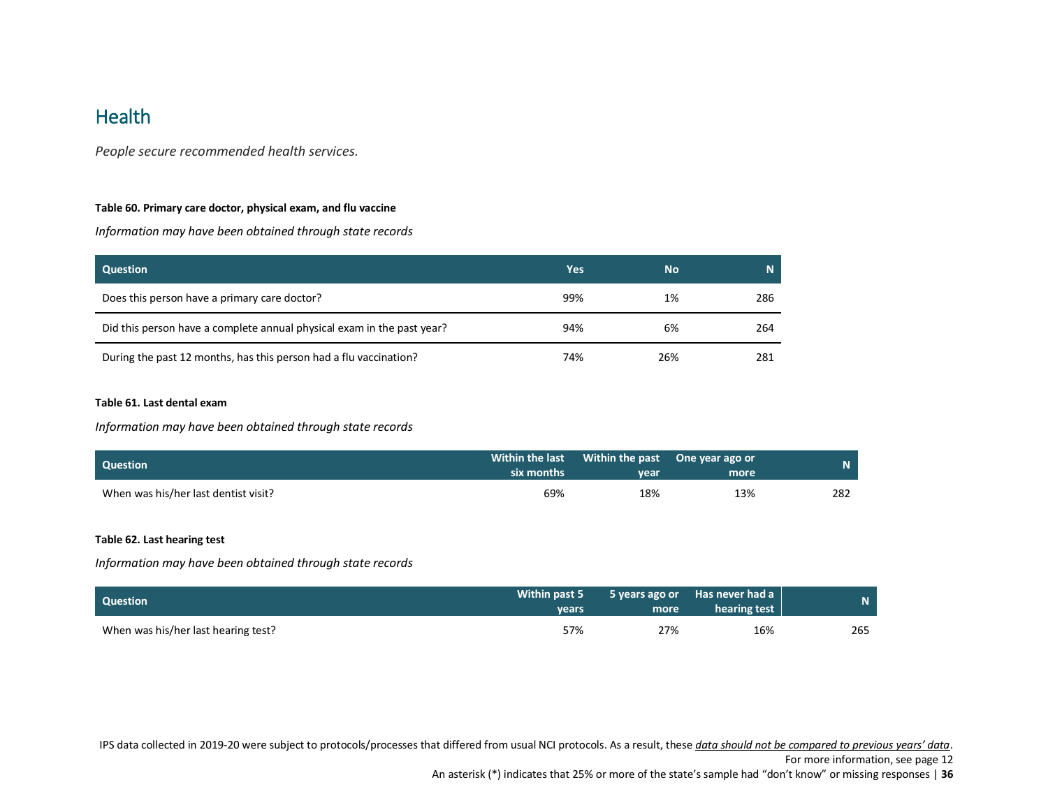## Health

*People secure recommended health services.*

**Table 60. Primary care doctor, physical exam, and flu vaccine**

*Information may have been obtained through state records*

| Question | Yes | No | N |
|---|---|---|---|
| Does this person have a primary care doctor? | 99% | 1% | 286 |
| Did this person have a complete annual physical exam in the past year? | 94% | 6% | 264 |
| During the past 12 months, has this person had a flu vaccination? | 74% | 26% | 281 |

**Table 61. Last dental exam**

*Information may have been obtained through state records*

| Question | Within the last six months | Within the past year | One year ago or more | N |
|---|---|---|---|---|
| When was his/her last dentist visit? | 69% | 18% | 13% | 282 |

**Table 62. Last hearing test**

*Information may have been obtained through state records*

| Question | Within past 5 years | 5 years ago or more | Has never had a hearing test | N |
|---|---|---|---|---|
| When was his/her last hearing test? | 57% | 27% | 16% | 265 |

IPS data collected in 2019-20 were subject to protocols/processes that differed from usual NCI protocols. As a result, these *data should not be compared to previous years' data*. For more information, see page 12

An asterisk (*) indicates that 25% or more of the state's sample had "don't know" or missing responses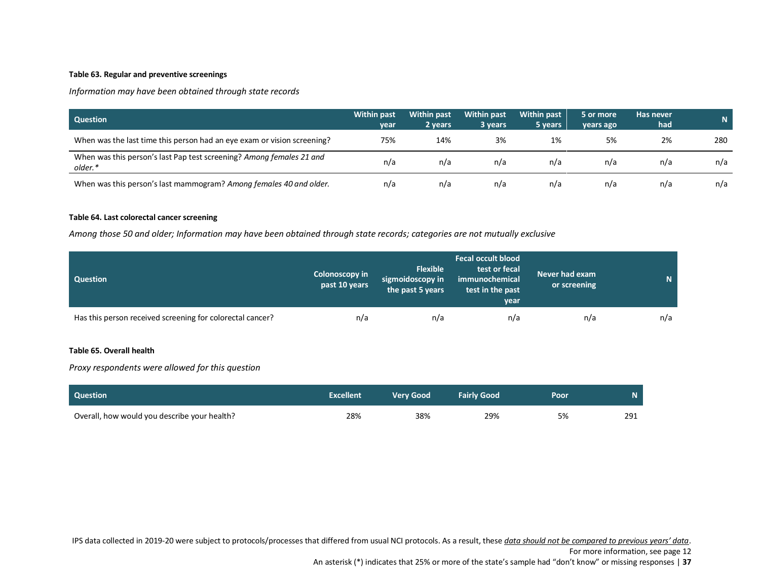**Table 63. Regular and preventive screenings**

*Information may have been obtained through state records*

| Question | Within past year | Within past 2 years | Within past 3 years | Within past 5 years | 5 or more years ago | Has never had | N |
|---|---|---|---|---|---|---|---|
| When was the last time this person had an eye exam or vision screening? | 75% | 14% | 3% | 1% | 5% | 2% | 280 |
| When was this person's last Pap test screening? *Among females 21 and older.** | n/a | n/a | n/a | n/a | n/a | n/a | n/a |
| When was this person's last mammogram? *Among females 40 and older.* | n/a | n/a | n/a | n/a | n/a | n/a | n/a |

**Table 64. Last colorectal cancer screening**

*Among those 50 and older; Information may have been obtained through state records; categories are not mutually exclusive*

| Question | Colonoscopy in past 10 years | Flexible sigmoidoscopy in the past 5 years | Fecal occult blood test or fecal immunochemical test in the past year | Never had exam or screening | N |
|---|---|---|---|---|---|
| Has this person received screening for colorectal cancer? | n/a | n/a | n/a | n/a | n/a |

**Table 65. Overall health**

*Proxy respondents were allowed for this question*

| Question | Excellent | Very Good | Fairly Good | Poor | N |
|---|---|---|---|---|---|
| Overall, how would you describe your health? | 28% | 38% | 29% | 5% | 291 |

IPS data collected in 2019-20 were subject to protocols/processes that differed from usual NCI protocols. As a result, these *data should not be compared to previous years' data*. For more information, see page 12

An asterisk (*) indicates that 25% or more of the state's sample had "don't know" or missing responses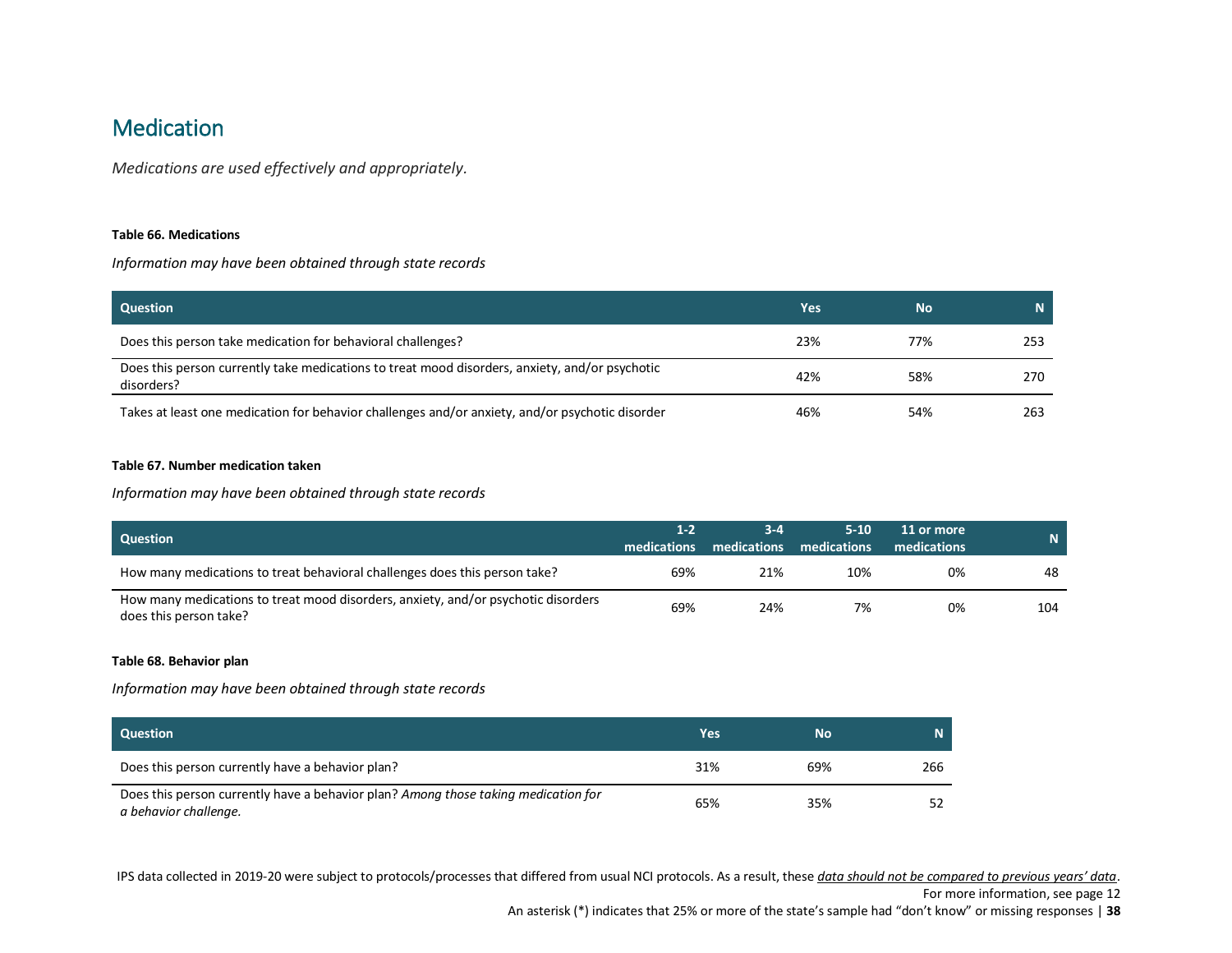## Medication

*Medications are used effectively and appropriately.*

**Table 66. Medications**

*Information may have been obtained through state records*

| Question | Yes | No | N |
|---|---|---|---|
| Does this person take medication for behavioral challenges? | 23% | 77% | 253 |
| Does this person currently take medications to treat mood disorders, anxiety, and/or psychotic disorders? | 42% | 58% | 270 |
| Takes at least one medication for behavior challenges and/or anxiety, and/or psychotic disorder | 46% | 54% | 263 |

**Table 67. Number medication taken**

*Information may have been obtained through state records*

| Question | 1-2 medications | 3-4 medications | 5-10 medications | 11 or more medications | N |
|---|---|---|---|---|---|
| How many medications to treat behavioral challenges does this person take? | 69% | 21% | 10% | 0% | 48 |
| How many medications to treat mood disorders, anxiety, and/or psychotic disorders does this person take? | 69% | 24% | 7% | 0% | 104 |

**Table 68. Behavior plan**

*Information may have been obtained through state records*

| Question | Yes | No | N |
|---|---|---|---|
| Does this person currently have a behavior plan? | 31% | 69% | 266 |
| Does this person currently have a behavior plan? *Among those taking medication for a behavior challenge.* | 65% | 35% | 52 |

IPS data collected in 2019-20 were subject to protocols/processes that differed from usual NCI protocols. As a result, these *data should not be compared to previous years' data*. For more information, see page 12

An asterisk (*) indicates that 25% or more of the state's sample had "don't know" or missing responses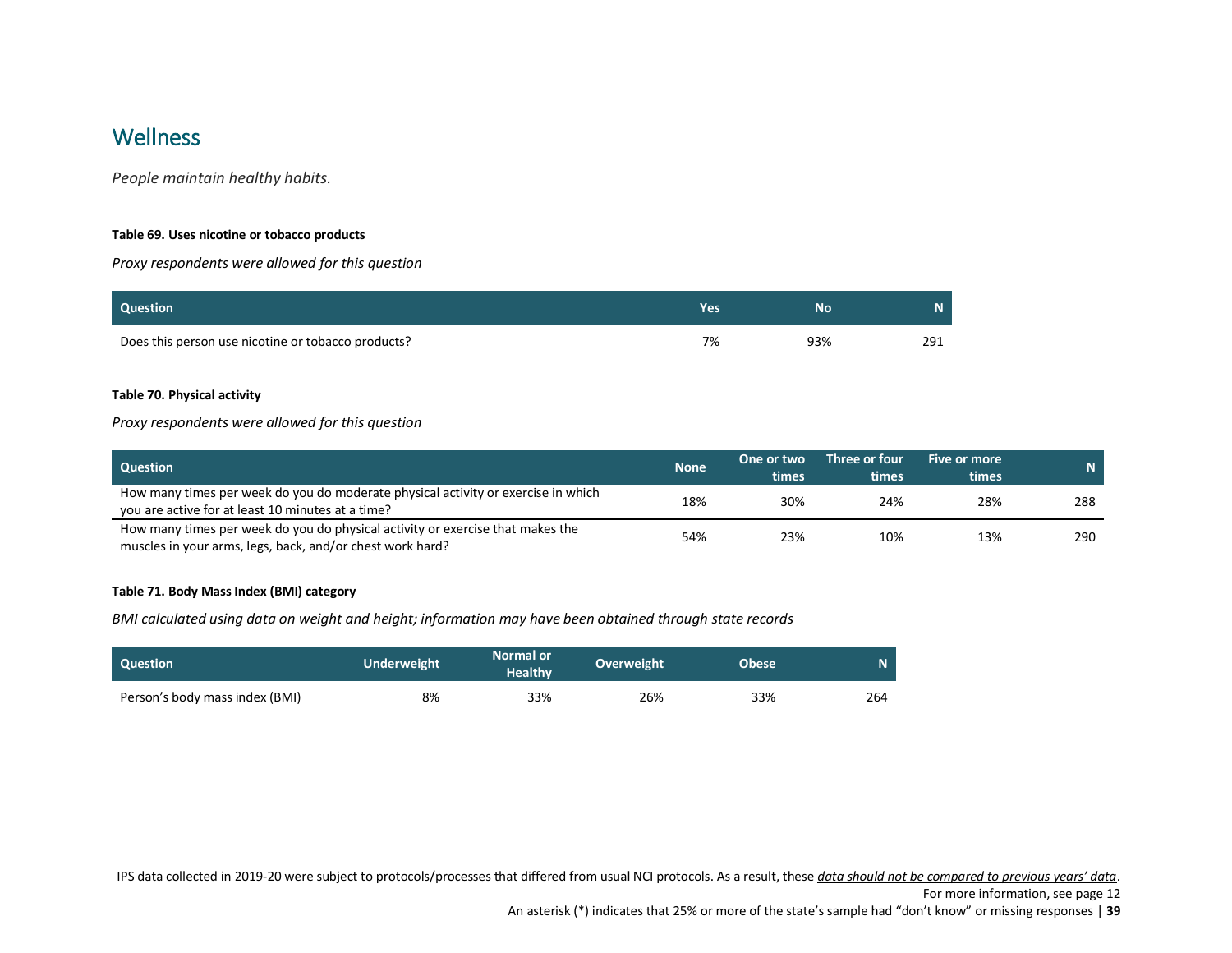# Wellness

*People maintain healthy habits.*

**Table 69. Uses nicotine or tobacco products**

*Proxy respondents were allowed for this question*

| Question | Yes | No | N |
|---|---|---|---|
| Does this person use nicotine or tobacco products? | 7% | 93% | 291 |

**Table 70. Physical activity**

*Proxy respondents were allowed for this question*

| Question | None | One or two times | Three or four times | Five or more times | N |
|---|---|---|---|---|---|
| How many times per week do you do moderate physical activity or exercise in which you are active for at least 10 minutes at a time? | 18% | 30% | 24% | 28% | 288 |
| How many times per week do you do physical activity or exercise that makes the muscles in your arms, legs, back, and/or chest work hard? | 54% | 23% | 10% | 13% | 290 |

**Table 71. Body Mass Index (BMI) category**

*BMI calculated using data on weight and height; information may have been obtained through state records*

| Question | Underweight | Normal or Healthy | Overweight | Obese | N |
|---|---|---|---|---|---|
| Person's body mass index (BMI) | 8% | 33% | 26% | 33% | 264 |

IPS data collected in 2019-20 were subject to protocols/processes that differed from usual NCI protocols. As a result, these *data should not be compared to previous years' data*. For more information, see page 12

An asterisk (*) indicates that 25% or more of the state's sample had "don't know" or missing responses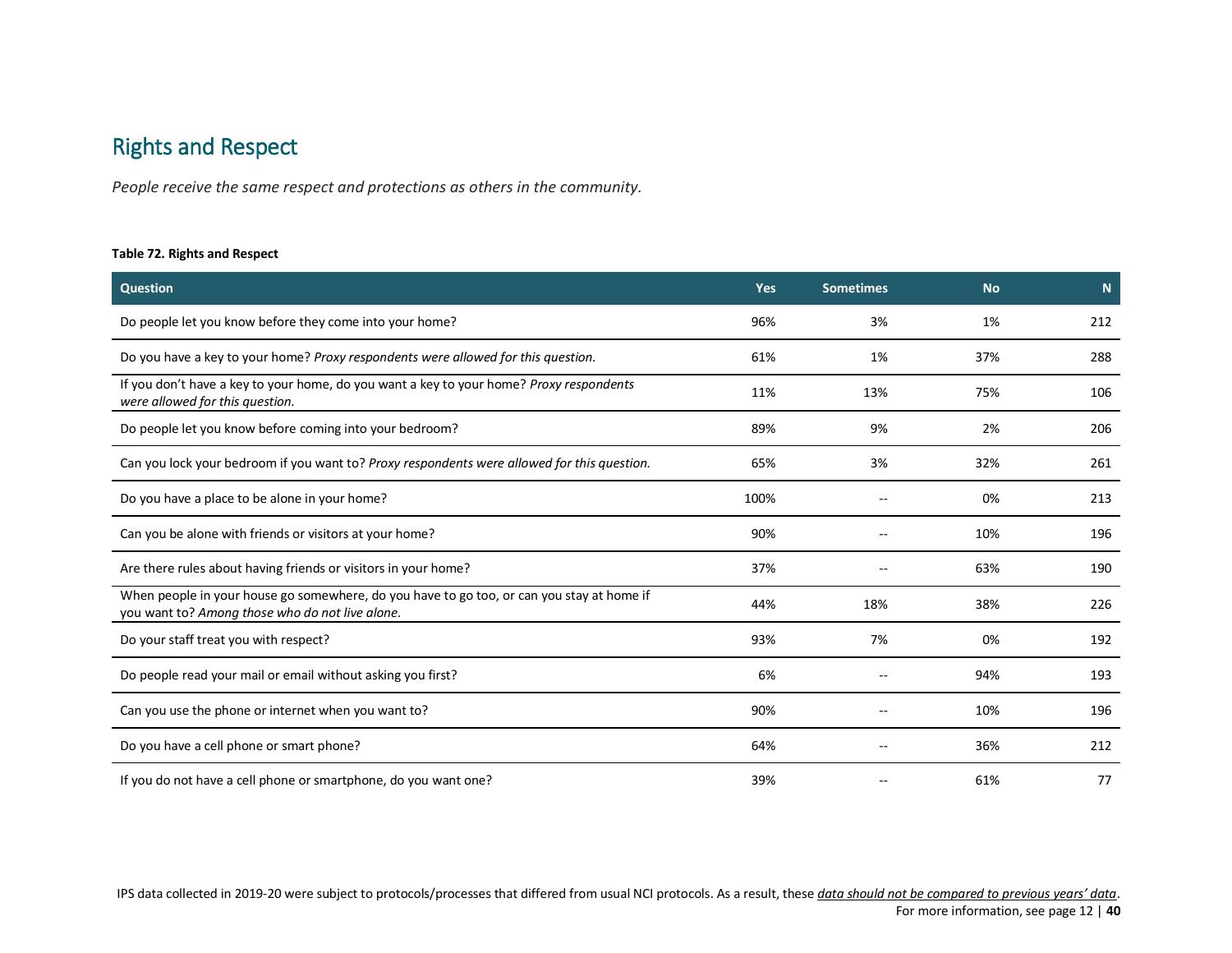## Rights and Respect

*People receive the same respect and protections as others in the community.*

**Table 72. Rights and Respect**

| Question | Yes | Sometimes | No | N |
|---|---|---|---|---|
| Do people let you know before they come into your home? | 96% | 3% | 1% | 212 |
| Do you have a key to your home? *Proxy respondents were allowed for this question.* | 61% | 1% | 37% | 288 |
| If you don't have a key to your home, do you want a key to your home? *Proxy respondents were allowed for this question.* | 11% | 13% | 75% | 106 |
| Do people let you know before coming into your bedroom? | 89% | 9% | 2% | 206 |
| Can you lock your bedroom if you want to? *Proxy respondents were allowed for this question.* | 65% | 3% | 32% | 261 |
| Do you have a place to be alone in your home? | 100% | -- | 0% | 213 |
| Can you be alone with friends or visitors at your home? | 90% | -- | 10% | 196 |
| Are there rules about having friends or visitors in your home? | 37% | -- | 63% | 190 |
| When people in your house go somewhere, do you have to go too, or can you stay at home if you want to? *Among those who do not live alone.* | 44% | 18% | 38% | 226 |
| Do your staff treat you with respect? | 93% | 7% | 0% | 192 |
| Do people read your mail or email without asking you first? | 6% | -- | 94% | 193 |
| Can you use the phone or internet when you want to? | 90% | -- | 10% | 196 |
| Do you have a cell phone or smart phone? | 64% | -- | 36% | 212 |
| If you do not have a cell phone or smartphone, do you want one? | 39% | -- | 61% | 77 |

IPS data collected in 2019-20 were subject to protocols/processes that differed from usual NCI protocols. As a result, these *data should not be compared to previous years' data*. For more information, see page 12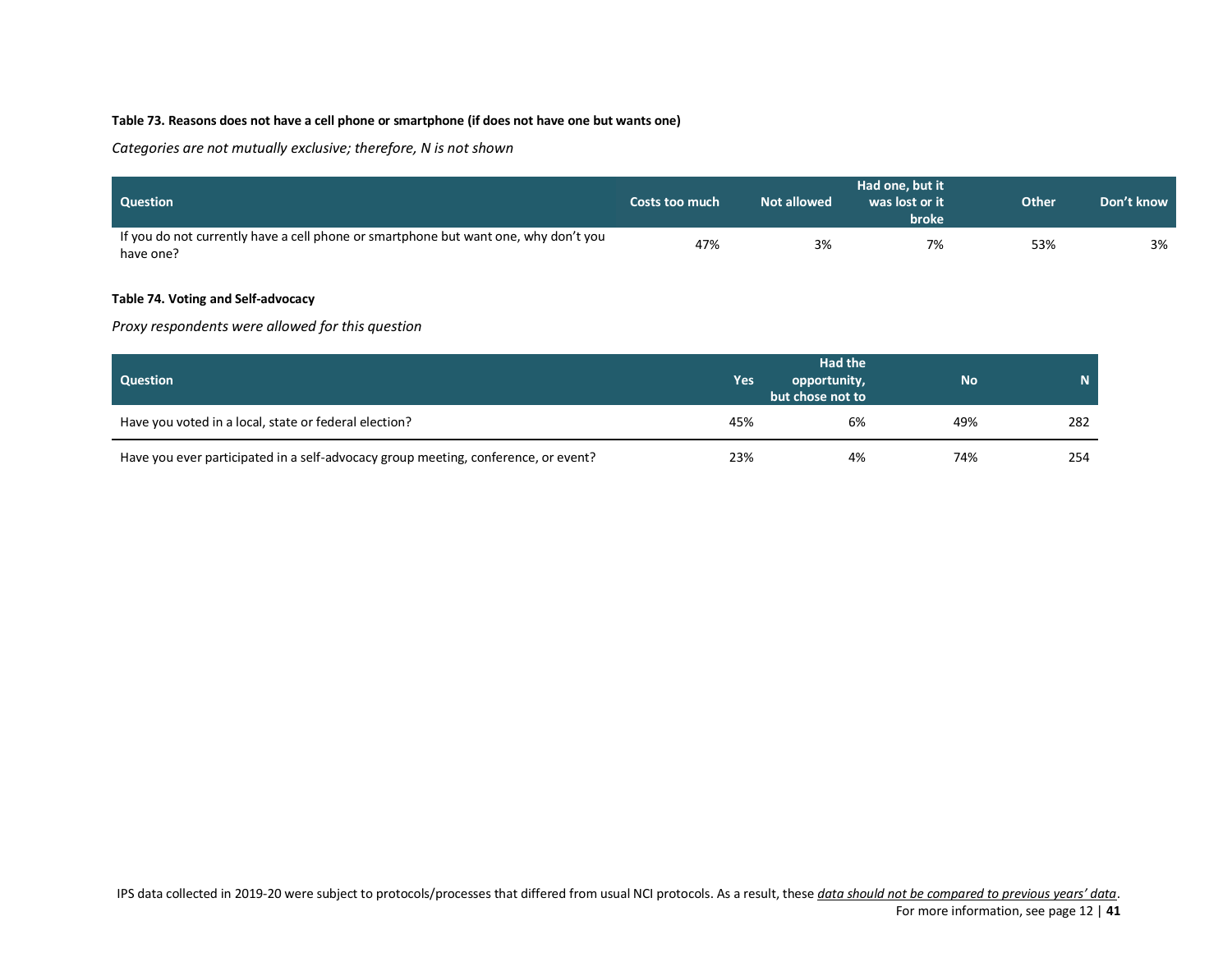**Table 73. Reasons does not have a cell phone or smartphone (if does not have one but wants one)**

*Categories are not mutually exclusive; therefore, N is not shown*

| Question | Costs too much | Not allowed | Had one, but it was lost or it broke | Other | Don't know |
|---|---|---|---|---|---|
| If you do not currently have a cell phone or smartphone but want one, why don't you have one? | 47% | 3% | 7% | 53% | 3% |

**Table 74. Voting and Self-advocacy**

*Proxy respondents were allowed for this question*

| Question | Yes | Had the opportunity, but chose not to | No | N |
|---|---|---|---|---|
| Have you voted in a local, state or federal election? | 45% | 6% | 49% | 282 |
| Have you ever participated in a self-advocacy group meeting, conference, or event? | 23% | 4% | 74% | 254 |

IPS data collected in 2019-20 were subject to protocols/processes that differed from usual NCI protocols. As a result, these *data should not be compared to previous years' data*.
For more information, see page 12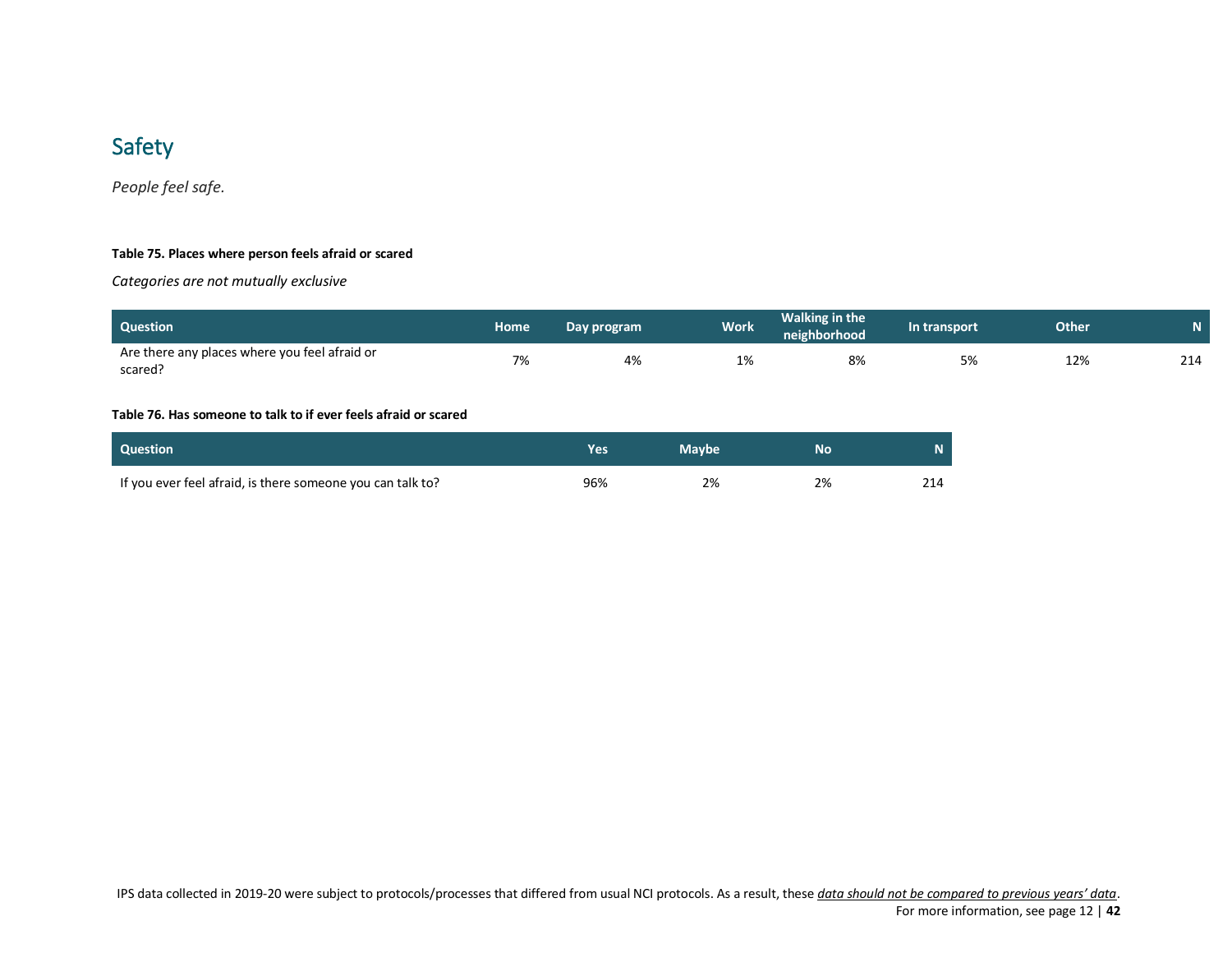## Safety

*People feel safe.*

**Table 75. Places where person feels afraid or scared**

*Categories are not mutually exclusive*

| Question | Home | Day program | Work | Walking in the neighborhood | In transport | Other | N |
|---|---|---|---|---|---|---|---|
| Are there any places where you feel afraid or scared? | 7% | 4% | 1% | 8% | 5% | 12% | 214 |

**Table 76. Has someone to talk to if ever feels afraid or scared**

| Question | Yes | Maybe | No | N |
|---|---|---|---|---|
| If you ever feel afraid, is there someone you can talk to? | 96% | 2% | 2% | 214 |

IPS data collected in 2019-20 were subject to protocols/processes that differed from usual NCI protocols. As a result, these *data should not be compared to previous years' data*. For more information, see page 12